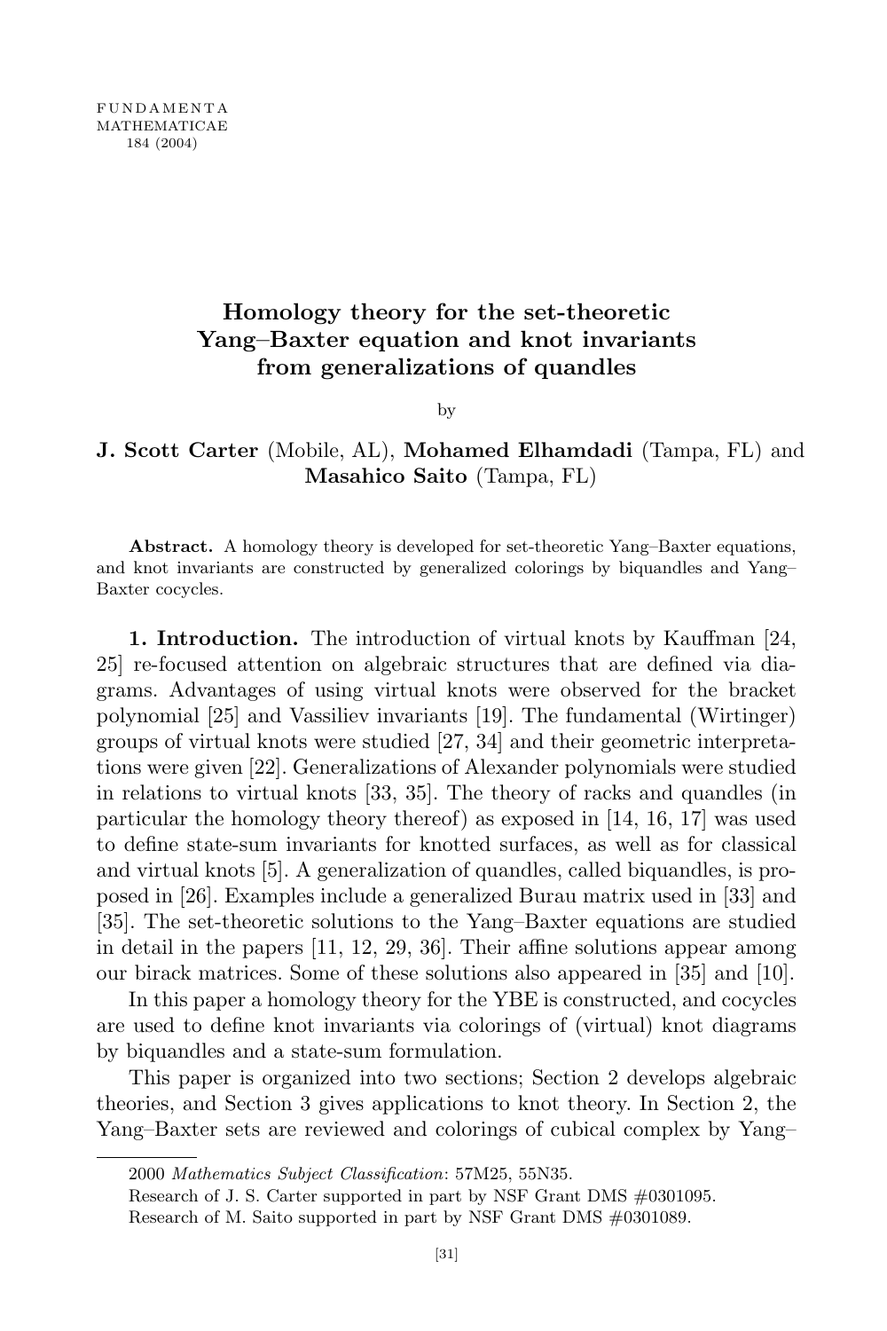# Homology theory for the set-theoretic Yang–Baxter equation and knot invariants from generalizations of quandles

by

**J. Scott Carter** (Mobile, AL), **Mohamed Elhamdadi** (Tampa, FL) and **Masahico Saito** (Tampa, FL)

**Abstract.** A homology theory is developed for set-theoretic Yang–Baxter equations, and knot invariants are constructed by generalized colorings by biquandles and Yang–Baxter cocycles.

**1. Introduction.** The introduction of virtual knots by Kauffman [24, 25] re-focused attention on algebraic structures that are defined via diagrams. Advantages of using virtual knots were observed for the bracket polynomial [25] and Vassiliev invariants [19]. The fundamental (Wirtinger) groups of virtual knots were studied [27, 34] and their geometric interpretations were given [22]. Generalizations of Alexander polynomials were studied in relations to virtual knots [33, 35]. The theory of racks and quandles (in particular the homology theory thereof) as exposed in [14, 16, 17] was used to define state-sum invariants for knotted surfaces, as well as for classical and virtual knots [5]. A generalization of quandles, called biquandles, is proposed in [26]. Examples include a generalized Burau matrix used in [33] and [35]. The set-theoretic solutions to the Yang–Baxter equations are studied in detail in the papers [11, 12, 29, 36]. Their affine solutions appear among our birack matrices. Some of these solutions also appeared in [35] and [10].

In this paper a homology theory for the YBE is constructed, and cocycles are used to define knot invariants via colorings of (virtual) knot diagrams by biquandles and a state-sum formulation.

This paper is organized into two sections; Section 2 develops algebraic theories, and Section 3 gives applications to knot theory. In Section 2, the Yang–Baxter sets are reviewed and colorings of cubical complex by Yang–

2000 *Mathematics Subject Classification*: 57M25, 55N35.

Research of J. S. Carter supported in part by NSF Grant DMS #0301095.

Research of M. Saito supported in part by NSF Grant DMS #0301089.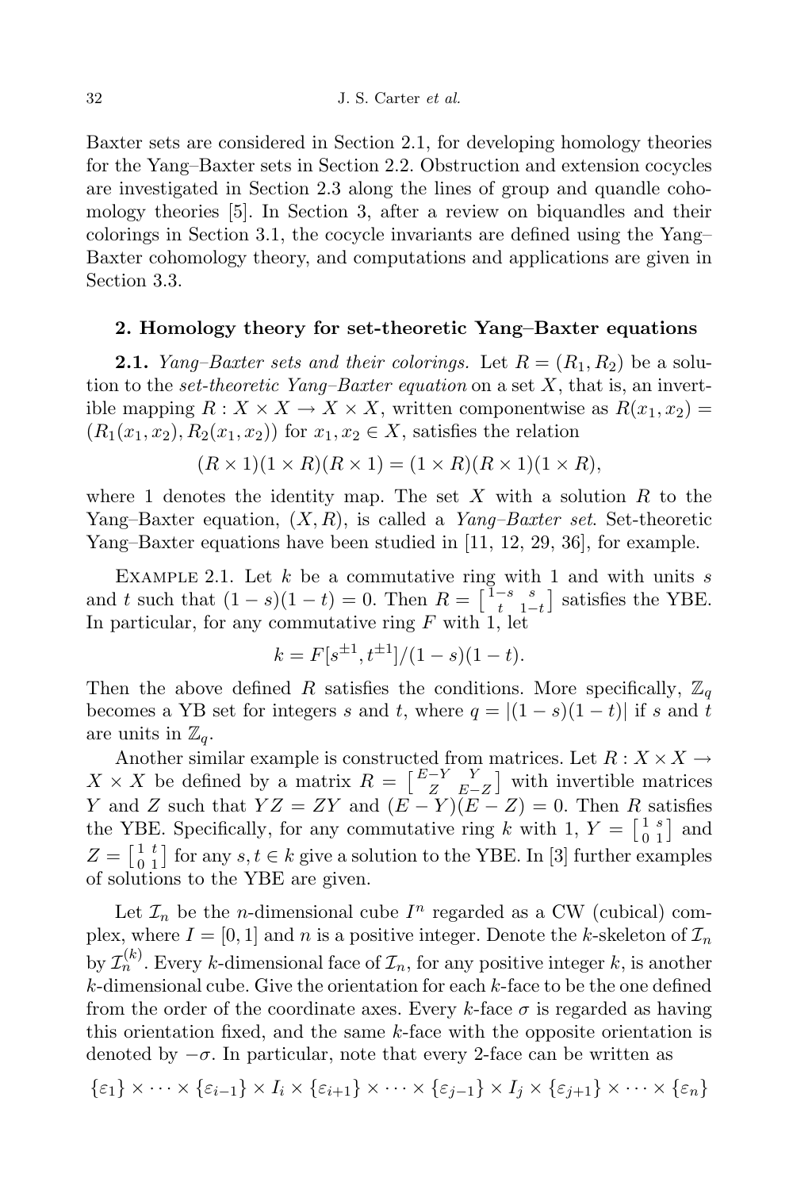Baxter sets are considered in Section 2.1, for developing homology theories for the Yang–Baxter sets in Section 2.2. Obstruction and extension cocycles are investigated in Section 2.3 along the lines of group and quandle cohomology theories [5]. In Section 3, after a review on biquandles and their colorings in Section 3.1, the cocycle invariants are defined using the Yang–Baxter cohomology theory, and computations and applications are given in Section 3.3.

## 2. Homology theory for set-theoretic Yang–Baxter equations

**2.1.** *Yang–Baxter sets and their colorings.* Let $R = (R_1, R_2)$ be a solution to the *set-theoretic Yang–Baxter equation* on a set $X$, that is, an invertible mapping $R : X \times X \to X \times X$, written componentwise as $R(x_1, x_2) = (R_1(x_1, x_2), R_2(x_1, x_2))$ for $x_1, x_2 \in X$, satisfies the relation

$$(R \times 1)(1 \times R)(R \times 1) = (1 \times R)(R \times 1)(1 \times R),$$

where 1 denotes the identity map. The set $X$ with a solution $R$ to the Yang–Baxter equation, $(X, R)$, is called a *Yang–Baxter set*. Set-theoretic Yang–Baxter equations have been studied in [11, 12, 29, 36], for example.

Example 2.1. Let $k$ be a commutative ring with 1 and with units $s$ and $t$ such that $(1 - s)(1 - t) = 0$. Then $R = \left[\begin{smallmatrix} 1-s & s \\ t & 1-t \end{smallmatrix}\right]$ satisfies the YBE. In particular, for any commutative ring $F$ with 1, let

$$k = F[s^{\pm 1}, t^{\pm 1}]/(1 - s)(1 - t).$$

Then the above defined $R$ satisfies the conditions. More specifically, $\mathbb{Z}_q$ becomes a YB set for integers $s$ and $t$, where $q = |(1 - s)(1 - t)|$ if $s$ and $t$ are units in $\mathbb{Z}_q$.

Another similar example is constructed from matrices. Let $R : X \times X \to X \times X$ be defined by a matrix $R = \left[\begin{smallmatrix} E-Y & Y \\ Z & E-Z \end{smallmatrix}\right]$ with invertible matrices $Y$ and $Z$ such that $YZ = ZY$ and $(E - Y)(E - Z) = 0$. Then $R$ satisfies the YBE. Specifically, for any commutative ring $k$ with 1, $Y = \left[\begin{smallmatrix} 1 & s \\ 0 & 1 \end{smallmatrix}\right]$ and $Z = \left[\begin{smallmatrix} 1 & t \\ 0 & 1 \end{smallmatrix}\right]$ for any $s, t \in k$ give a solution to the YBE. In [3] further examples of solutions to the YBE are given.

Let $\mathcal{I}_n$ be the $n$-dimensional cube $I^n$ regarded as a CW (cubical) complex, where $I = [0, 1]$ and $n$ is a positive integer. Denote the $k$-skeleton of $\mathcal{I}_n$ by $\mathcal{I}_n^{(k)}$. Every $k$-dimensional face of $\mathcal{I}_n$, for any positive integer $k$, is another $k$-dimensional cube. Give the orientation for each $k$-face to be the one defined from the order of the coordinate axes. Every $k$-face $\sigma$ is regarded as having this orientation fixed, and the same $k$-face with the opposite orientation is denoted by $-\sigma$. In particular, note that every 2-face can be written as

$$\{\varepsilon_1\} \times \cdots \times \{\varepsilon_{i-1}\} \times I_i \times \{\varepsilon_{i+1}\} \times \cdots \times \{\varepsilon_{j-1}\} \times I_j \times \{\varepsilon_{j+1}\} \times \cdots \times \{\varepsilon_n\}$$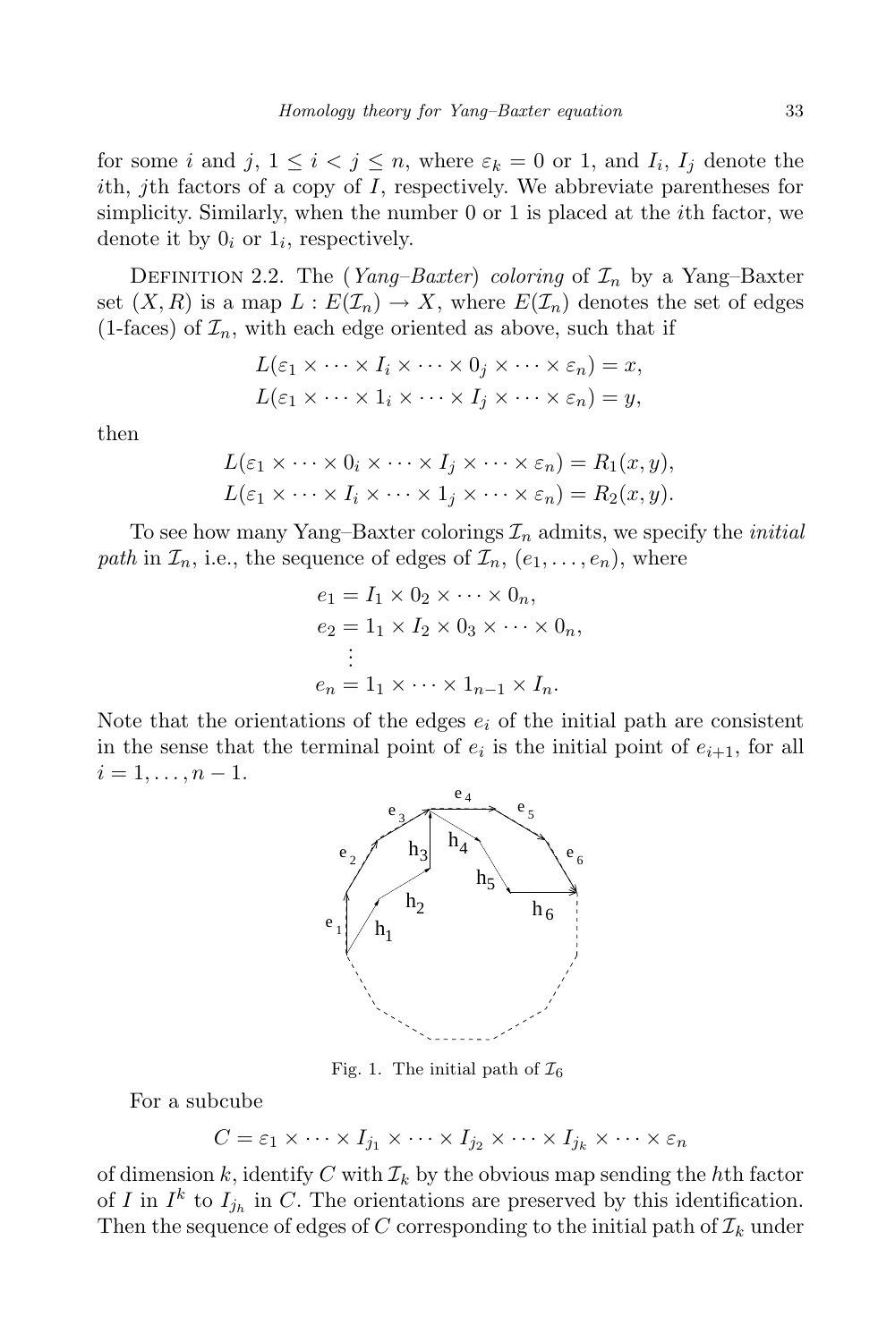for some $i$ and $j$, $1 \le i < j \le n$, where $\varepsilon_k = 0$ or 1, and $I_i$, $I_j$ denote the $i$th, $j$th factors of a copy of $I$, respectively. We abbreviate parentheses for simplicity. Similarly, when the number 0 or 1 is placed at the $i$th factor, we denote it by $0_i$ or $1_i$, respectively.

DEFINITION 2.2. The (*Yang–Baxter*) *coloring* of $\mathcal{I}_n$ by a Yang–Baxter set $(X, R)$ is a map $L : E(\mathcal{I}_n) \to X$, where $E(\mathcal{I}_n)$ denotes the set of edges (1-faces) of $\mathcal{I}_n$, with each edge oriented as above, such that if

$$L(\varepsilon_1 \times \cdots \times I_i \times \cdots \times 0_j \times \cdots \times \varepsilon_n) = x,$$
$$L(\varepsilon_1 \times \cdots \times 1_i \times \cdots \times I_j \times \cdots \times \varepsilon_n) = y,$$

then

$$L(\varepsilon_1 \times \cdots \times 0_i \times \cdots \times I_j \times \cdots \times \varepsilon_n) = R_1(x, y),$$
$$L(\varepsilon_1 \times \cdots \times I_i \times \cdots \times 1_j \times \cdots \times \varepsilon_n) = R_2(x, y).$$

To see how many Yang–Baxter colorings $\mathcal{I}_n$ admits, we specify the *initial path* in $\mathcal{I}_n$, i.e., the sequence of edges of $\mathcal{I}_n$, $(e_1, \ldots, e_n)$, where

$$\begin{aligned} e_1 &= I_1 \times 0_2 \times \cdots \times 0_n, \\ e_2 &= 1_1 \times I_2 \times 0_3 \times \cdots \times 0_n, \\ &\ \ \vdots \\ e_n &= 1_1 \times \cdots \times 1_{n-1} \times I_n. \end{aligned}$$

Note that the orientations of the edges $e_i$ of the initial path are consistent in the sense that the terminal point of $e_i$ is the initial point of $e_{i+1}$, for all $i = 1, \ldots, n-1$.

Fig. 1. The initial path of $\mathcal{I}_6$

For a subcube

$$C = \varepsilon_1 \times \cdots \times I_{j_1} \times \cdots \times I_{j_2} \times \cdots \times I_{j_k} \times \cdots \times \varepsilon_n$$

of dimension $k$, identify $C$ with $\mathcal{I}_k$ by the obvious map sending the $h$th factor of $I$ in $I^k$ to $I_{j_h}$ in $C$. The orientations are preserved by this identification. Then the sequence of edges of $C$ corresponding to the initial path of $\mathcal{I}_k$ under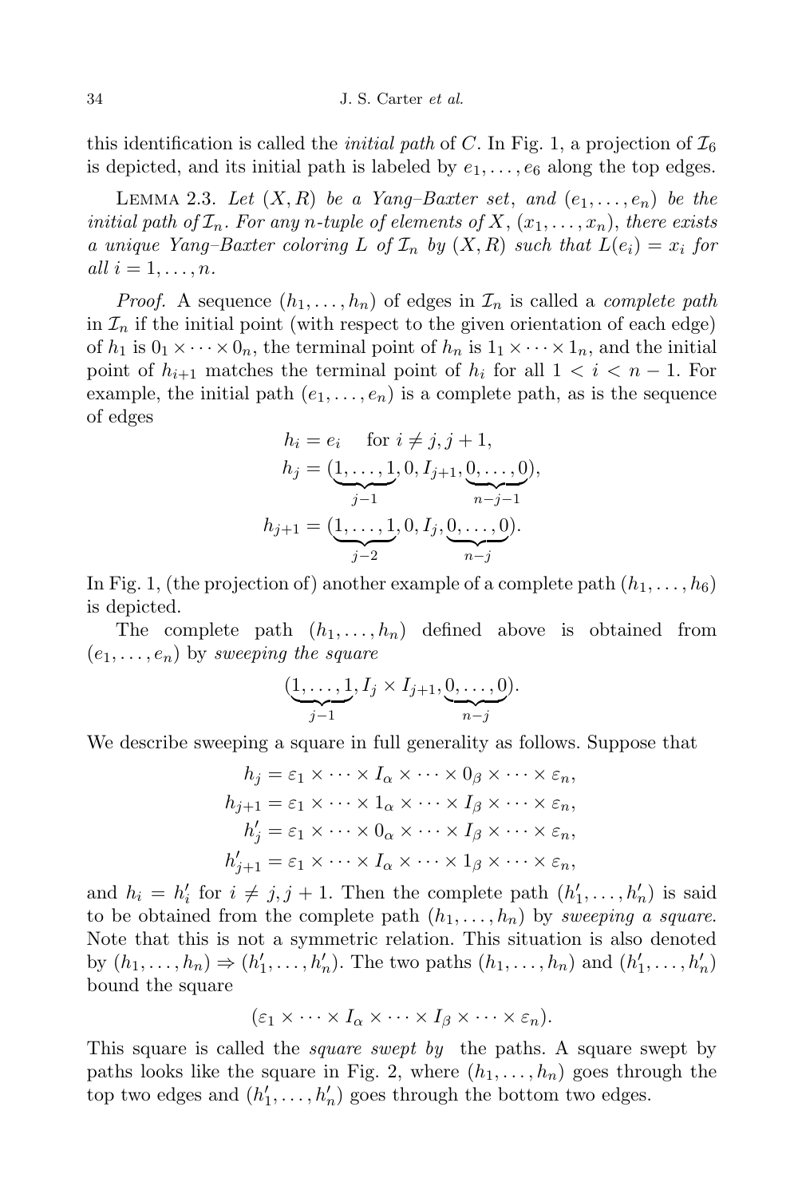this identification is called the *initial path* of $C$. In Fig. 1, a projection of $\mathcal{I}_6$ is depicted, and its initial path is labeled by $e_1, \dots, e_6$ along the top edges.

LEMMA 2.3. *Let $(X, R)$ be a Yang–Baxter set, and $(e_1, \dots, e_n)$ be the initial path of $\mathcal{I}_n$. For any $n$-tuple of elements of $X$, $(x_1, \dots, x_n)$, there exists a unique Yang–Baxter coloring $L$ of $\mathcal{I}_n$ by $(X, R)$ such that $L(e_i) = x_i$ for all $i = 1, \dots, n$.*

*Proof.* A sequence $(h_1, \dots, h_n)$ of edges in $\mathcal{I}_n$ is called a *complete path* in $\mathcal{I}_n$ if the initial point (with respect to the given orientation of each edge) of $h_1$ is $0_1 \times \dots \times 0_n$, the terminal point of $h_n$ is $1_1 \times \dots \times 1_n$, and the initial point of $h_{i+1}$ matches the terminal point of $h_i$ for all $1 < i < n-1$. For example, the initial path $(e_1, \dots, e_n)$ is a complete path, as is the sequence of edges

$$
\begin{aligned}
h_i &= e_i \quad \text{for } i \neq j, j+1, \\
h_j &= (\underbrace{1, \dots, 1}_{j-1}, 0, I_{j+1}, \underbrace{0, \dots, 0}_{n-j-1}), \\
h_{j+1} &= (\underbrace{1, \dots, 1}_{j-2}, 0, I_j, \underbrace{0, \dots, 0}_{n-j}).
\end{aligned}
$$

In Fig. 1, (the projection of) another example of a complete path $(h_1, \dots, h_6)$ is depicted.

The complete path $(h_1, \dots, h_n)$ defined above is obtained from $(e_1, \dots, e_n)$ by *sweeping the square*

$$
(\underbrace{1, \dots, 1}_{j-1}, I_j \times I_{j+1}, \underbrace{0, \dots, 0}_{n-j}).
$$

We describe sweeping a square in full generality as follows. Suppose that

$$
\begin{aligned}
h_j &= \varepsilon_1 \times \dots \times I_\alpha \times \dots \times 0_\beta \times \dots \times \varepsilon_n, \\
h_{j+1} &= \varepsilon_1 \times \dots \times 1_\alpha \times \dots \times I_\beta \times \dots \times \varepsilon_n, \\
h'_j &= \varepsilon_1 \times \dots \times 0_\alpha \times \dots \times I_\beta \times \dots \times \varepsilon_n, \\
h'_{j+1} &= \varepsilon_1 \times \dots \times I_\alpha \times \dots \times 1_\beta \times \dots \times \varepsilon_n,
\end{aligned}
$$

and $h_i = h'_i$ for $i \neq j, j+1$. Then the complete path $(h'_1, \dots, h'_n)$ is said to be obtained from the complete path $(h_1, \dots, h_n)$ by *sweeping a square*. Note that this is not a symmetric relation. This situation is also denoted by $(h_1, \dots, h_n) \Rightarrow (h'_1, \dots, h'_n)$. The two paths $(h_1, \dots, h_n)$ and $(h'_1, \dots, h'_n)$ bound the square

$$
(\varepsilon_1 \times \dots \times I_\alpha \times \dots \times I_\beta \times \dots \times \varepsilon_n).
$$

This square is called the *square swept by* the paths. A square swept by paths looks like the square in Fig. 2, where $(h_1, \dots, h_n)$ goes through the top two edges and $(h'_1, \dots, h'_n)$ goes through the bottom two edges.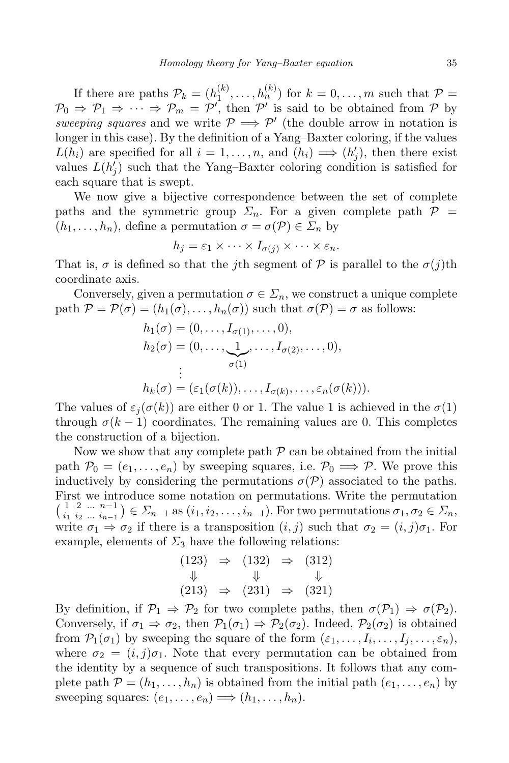If there are paths $\mathcal{P}_k = (h_1^{(k)}, \ldots, h_n^{(k)})$ for $k = 0, \ldots, m$ such that $\mathcal{P} = \mathcal{P}_0 \Rightarrow \mathcal{P}_1 \Rightarrow \cdots \Rightarrow \mathcal{P}_m = \mathcal{P}'$, then $\mathcal{P}'$ is said to be obtained from $\mathcal{P}$ by *sweeping squares* and we write $\mathcal{P} \Longrightarrow \mathcal{P}'$ (the double arrow in notation is longer in this case). By the definition of a Yang–Baxter coloring, if the values $L(h_i)$ are specified for all $i = 1, \ldots, n$, and $(h_i) \Longrightarrow (h'_j)$, then there exist values $L(h'_j)$ such that the Yang–Baxter coloring condition is satisfied for each square that is swept.

We now give a bijective correspondence between the set of complete paths and the symmetric group $\Sigma_n$. For a given complete path $\mathcal{P} = (h_1, \ldots, h_n)$, define a permutation $\sigma = \sigma(\mathcal{P}) \in \Sigma_n$ by

$$h_j = \varepsilon_1 \times \cdots \times I_{\sigma(j)} \times \cdots \times \varepsilon_n.$$

That is, $\sigma$ is defined so that the $j$th segment of $\mathcal{P}$ is parallel to the $\sigma(j)$th coordinate axis.

Conversely, given a permutation $\sigma \in \Sigma_n$, we construct a unique complete path $\mathcal{P} = \mathcal{P}(\sigma) = (h_1(\sigma), \ldots, h_n(\sigma))$ such that $\sigma(\mathcal{P}) = \sigma$ as follows:

$$\begin{aligned}
h_1(\sigma) &= (0, \ldots, I_{\sigma(1)}, \ldots, 0),\\
h_2(\sigma) &= (0, \ldots, \underbrace{1}_{\sigma(1)}, \ldots, I_{\sigma(2)}, \ldots, 0),\\
&\ \ \vdots\\
h_k(\sigma) &= (\varepsilon_1(\sigma(k)), \ldots, I_{\sigma(k)}, \ldots, \varepsilon_n(\sigma(k))).
\end{aligned}$$

The values of $\varepsilon_j(\sigma(k))$ are either 0 or 1. The value 1 is achieved in the $\sigma(1)$ through $\sigma(k-1)$ coordinates. The remaining values are 0. This completes the construction of a bijection.

Now we show that any complete path $\mathcal{P}$ can be obtained from the initial path $\mathcal{P}_0 = (e_1, \ldots, e_n)$ by sweeping squares, i.e. $\mathcal{P}_0 \Longrightarrow \mathcal{P}$. We prove this inductively by considering the permutations $\sigma(\mathcal{P})$ associated to the paths. First we introduce some notation on permutations. Write the permutation $\left(\begin{smallmatrix} 1 & 2 & \ldots & n-1 \\ i_1 & i_2 & \ldots & i_{n-1}\end{smallmatrix}\right) \in \Sigma_{n-1}$ as $(i_1, i_2, \ldots, i_{n-1})$. For two permutations $\sigma_1, \sigma_2 \in \Sigma_n$, write $\sigma_1 \Rightarrow \sigma_2$ if there is a transposition $(i,j)$ such that $\sigma_2 = (i,j)\sigma_1$. For example, elements of $\Sigma_3$ have the following relations:

$$\begin{array}{ccccc}
(123) & \Rightarrow & (132) & \Rightarrow & (312)\\
\Downarrow & & \Downarrow & & \Downarrow\\
(213) & \Rightarrow & (231) & \Rightarrow & (321)
\end{array}$$

By definition, if $\mathcal{P}_1 \Rightarrow \mathcal{P}_2$ for two complete paths, then $\sigma(\mathcal{P}_1) \Rightarrow \sigma(\mathcal{P}_2)$. Conversely, if $\sigma_1 \Rightarrow \sigma_2$, then $\mathcal{P}_1(\sigma_1) \Rightarrow \mathcal{P}_2(\sigma_2)$. Indeed, $\mathcal{P}_2(\sigma_2)$ is obtained from $\mathcal{P}_1(\sigma_1)$ by sweeping the square of the form $(\varepsilon_1, \ldots, I_i, \ldots, I_j, \ldots, \varepsilon_n)$, where $\sigma_2 = (i,j)\sigma_1$. Note that every permutation can be obtained from the identity by a sequence of such transpositions. It follows that any complete path $\mathcal{P} = (h_1, \ldots, h_n)$ is obtained from the initial path $(e_1, \ldots, e_n)$ by sweeping squares: $(e_1, \ldots, e_n) \Longrightarrow (h_1, \ldots, h_n)$.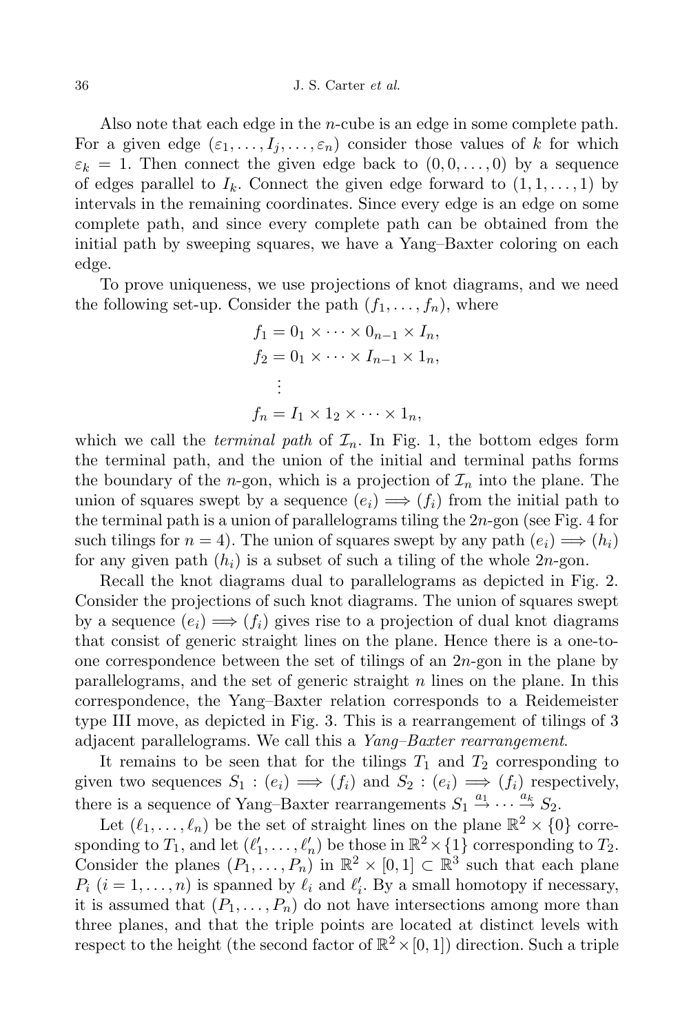Also note that each edge in the $n$-cube is an edge in some complete path. For a given edge $(\varepsilon_1, \dots, I_j, \dots, \varepsilon_n)$ consider those values of $k$ for which $\varepsilon_k = 1$. Then connect the given edge back to $(0, 0, \dots, 0)$ by a sequence of edges parallel to $I_k$. Connect the given edge forward to $(1, 1, \dots, 1)$ by intervals in the remaining coordinates. Since every edge is an edge on some complete path, and since every complete path can be obtained from the initial path by sweeping squares, we have a Yang–Baxter coloring on each edge.

To prove uniqueness, we use projections of knot diagrams, and we need the following set-up. Consider the path $(f_1, \dots, f_n)$, where

$$
\begin{aligned}
f_1 &= 0_1 \times \dots \times 0_{n-1} \times I_n, \\
f_2 &= 0_1 \times \dots \times I_{n-1} \times 1_n, \\
&\vdots \\
f_n &= I_1 \times 1_2 \times \dots \times 1_n,
\end{aligned}
$$

which we call the *terminal path* of $\mathcal{I}_n$. In Fig. 1, the bottom edges form the terminal path, and the union of the initial and terminal paths forms the boundary of the $n$-gon, which is a projection of $\mathcal{I}_n$ into the plane. The union of squares swept by a sequence $(e_i) \Longrightarrow (f_i)$ from the initial path to the terminal path is a union of parallelograms tiling the $2n$-gon (see Fig. 4 for such tilings for $n = 4$). The union of squares swept by any path $(e_i) \Longrightarrow (h_i)$ for any given path $(h_i)$ is a subset of such a tiling of the whole $2n$-gon.

Recall the knot diagrams dual to parallelograms as depicted in Fig. 2. Consider the projections of such knot diagrams. The union of squares swept by a sequence $(e_i) \Longrightarrow (f_i)$ gives rise to a projection of dual knot diagrams that consist of generic straight lines on the plane. Hence there is a one-to-one correspondence between the set of tilings of an $2n$-gon in the plane by parallelograms, and the set of generic straight $n$ lines on the plane. In this correspondence, the Yang–Baxter relation corresponds to a Reidemeister type III move, as depicted in Fig. 3. This is a rearrangement of tilings of 3 adjacent parallelograms. We call this a *Yang–Baxter rearrangement*.

It remains to be seen that for the tilings $T_1$ and $T_2$ corresponding to given two sequences $S_1 : (e_i) \Longrightarrow (f_i)$ and $S_2 : (e_i) \Longrightarrow (f_i)$ respectively, there is a sequence of Yang–Baxter rearrangements $S_1 \stackrel{a_1}{\to} \cdots \stackrel{a_k}{\to} S_2$.

Let $(\ell_1, \dots, \ell_n)$ be the set of straight lines on the plane $\mathbb{R}^2 \times \{0\}$ corresponding to $T_1$, and let $(\ell'_1, \dots, \ell'_n)$ be those in $\mathbb{R}^2 \times \{1\}$ corresponding to $T_2$. Consider the planes $(P_1, \dots, P_n)$ in $\mathbb{R}^2 \times [0, 1] \subset \mathbb{R}^3$ such that each plane $P_i$ $(i = 1, \dots, n)$ is spanned by $\ell_i$ and $\ell'_i$. By a small homotopy if necessary, it is assumed that $(P_1, \dots, P_n)$ do not have intersections among more than three planes, and that the triple points are located at distinct levels with respect to the height (the second factor of $\mathbb{R}^2 \times [0, 1]$) direction. Such a triple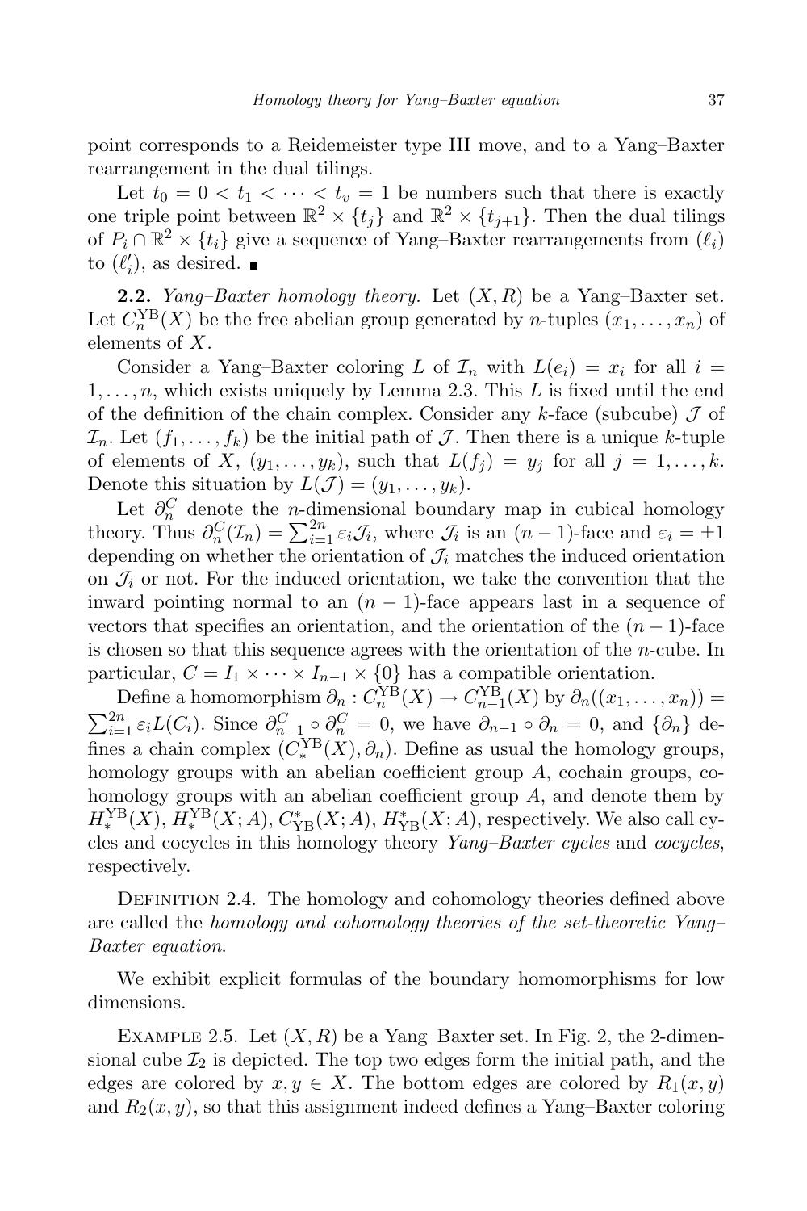point corresponds to a Reidemeister type III move, and to a Yang–Baxter rearrangement in the dual tilings.

Let $t_0 = 0 < t_1 < \cdots < t_v = 1$ be numbers such that there is exactly one triple point between $\mathbb{R}^2 \times \{t_j\}$ and $\mathbb{R}^2 \times \{t_{j+1}\}$. Then the dual tilings of $P_i \cap \mathbb{R}^2 \times \{t_i\}$ give a sequence of Yang–Baxter rearrangements from $(\ell_i)$ to $(\ell'_i)$, as desired. ■

**2.2.** *Yang–Baxter homology theory.* Let $(X, R)$ be a Yang–Baxter set. Let $C_n^{\mathrm{YB}}(X)$ be the free abelian group generated by $n$-tuples $(x_1, \ldots, x_n)$ of elements of $X$.

Consider a Yang–Baxter coloring $L$ of $\mathcal{I}_n$ with $L(e_i) = x_i$ for all $i = 1, \ldots, n$, which exists uniquely by Lemma 2.3. This $L$ is fixed until the end of the definition of the chain complex. Consider any $k$-face (subcube) $\mathcal{J}$ of $\mathcal{I}_n$. Let $(f_1, \ldots, f_k)$ be the initial path of $\mathcal{J}$. Then there is a unique $k$-tuple of elements of $X$, $(y_1, \ldots, y_k)$, such that $L(f_j) = y_j$ for all $j = 1, \ldots, k$. Denote this situation by $L(\mathcal{J}) = (y_1, \ldots, y_k)$.

Let $\partial_n^C$ denote the $n$-dimensional boundary map in cubical homology theory. Thus $\partial_n^C(\mathcal{I}_n) = \sum_{i=1}^{2n} \varepsilon_i \mathcal{J}_i$, where $\mathcal{J}_i$ is an $(n-1)$-face and $\varepsilon_i = \pm 1$ depending on whether the orientation of $\mathcal{J}_i$ matches the induced orientation on $\mathcal{J}_i$ or not. For the induced orientation, we take the convention that the inward pointing normal to an $(n-1)$-face appears last in a sequence of vectors that specifies an orientation, and the orientation of the $(n-1)$-face is chosen so that this sequence agrees with the orientation of the $n$-cube. In particular, $C = I_1 \times \cdots \times I_{n-1} \times \{0\}$ has a compatible orientation.

Define a homomorphism $\partial_n : C_n^{\mathrm{YB}}(X) \to C_{n-1}^{\mathrm{YB}}(X)$ by $\partial_n((x_1, \ldots, x_n)) = \sum_{i=1}^{2n} \varepsilon_i L(C_i)$. Since $\partial_{n-1}^C \circ \partial_n^C = 0$, we have $\partial_{n-1} \circ \partial_n = 0$, and $\{\partial_n\}$ defines a chain complex $(C_*^{\mathrm{YB}}(X), \partial_n)$. Define as usual the homology groups, homology groups with an abelian coefficient group $A$, cochain groups, cohomology groups with an abelian coefficient group $A$, and denote them by $H_*^{\mathrm{YB}}(X)$, $H_*^{\mathrm{YB}}(X; A)$, $C^*_{\mathrm{YB}}(X; A)$, $H^*_{\mathrm{YB}}(X; A)$, respectively. We also call cycles and cocycles in this homology theory *Yang–Baxter cycles* and *cocycles*, respectively.

Definition 2.4. The homology and cohomology theories defined above are called the *homology and cohomology theories of the set-theoretic Yang–Baxter equation*.

We exhibit explicit formulas of the boundary homomorphisms for low dimensions.

Example 2.5. Let $(X, R)$ be a Yang–Baxter set. In Fig. 2, the 2-dimensional cube $\mathcal{I}_2$ is depicted. The top two edges form the initial path, and the edges are colored by $x, y \in X$. The bottom edges are colored by $R_1(x, y)$ and $R_2(x, y)$, so that this assignment indeed defines a Yang–Baxter coloring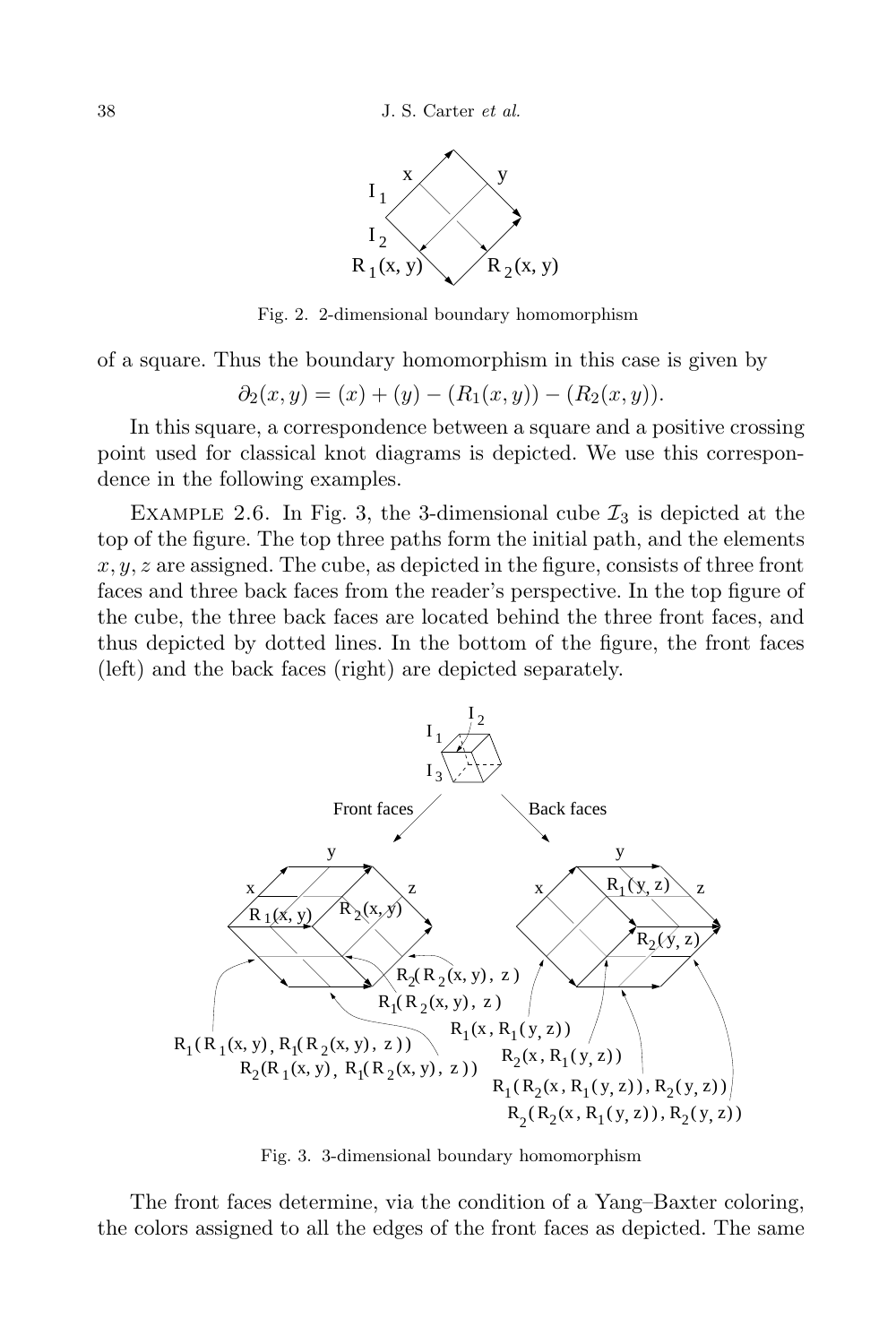Fig. 2. 2-dimensional boundary homomorphism

of a square. Thus the boundary homomorphism in this case is given by

$$\partial_2(x, y) = (x) + (y) - (R_1(x, y)) - (R_2(x, y)).$$

In this square, a correspondence between a square and a positive crossing point used for classical knot diagrams is depicted. We use this correspondence in the following examples.

EXAMPLE 2.6. In Fig. 3, the 3-dimensional cube $\mathcal{I}_3$ is depicted at the top of the figure. The top three paths form the initial path, and the elements $x, y, z$ are assigned. The cube, as depicted in the figure, consists of three front faces and three back faces from the reader's perspective. In the top figure of the cube, the three back faces are located behind the three front faces, and thus depicted by dotted lines. In the bottom of the figure, the front faces (left) and the back faces (right) are depicted separately.

Fig. 3. 3-dimensional boundary homomorphism

The front faces determine, via the condition of a Yang–Baxter coloring, the colors assigned to all the edges of the front faces as depicted. The same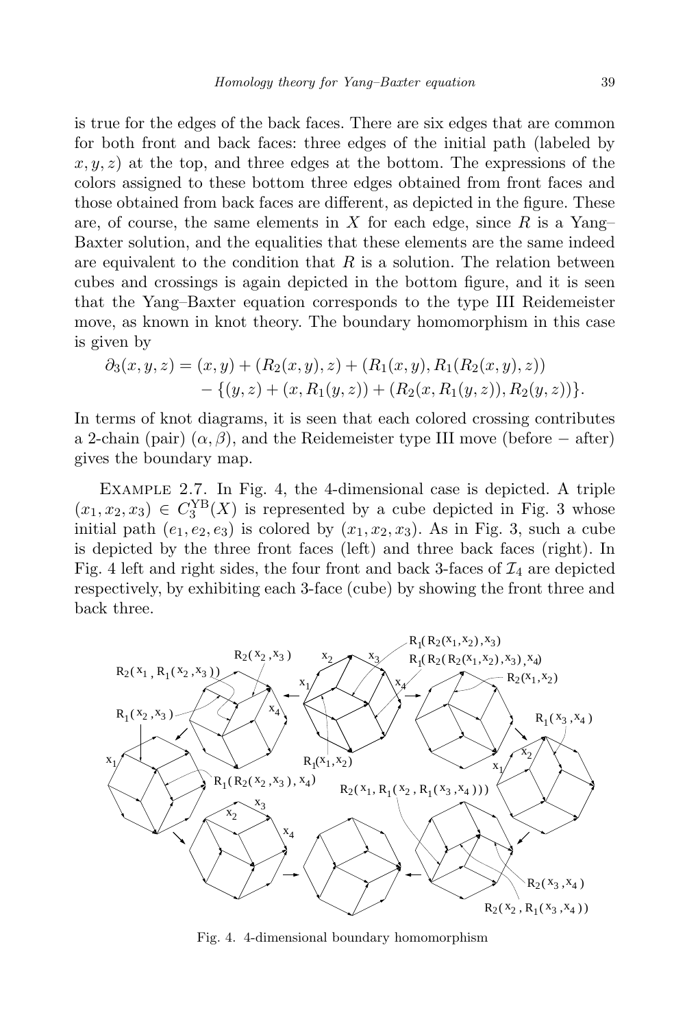is true for the edges of the back faces. There are six edges that are common for both front and back faces: three edges of the initial path (labeled by $x, y, z$) at the top, and three edges at the bottom. The expressions of the colors assigned to these bottom three edges obtained from front faces and those obtained from back faces are different, as depicted in the figure. These are, of course, the same elements in $X$ for each edge, since $R$ is a Yang–Baxter solution, and the equalities that these elements are the same indeed are equivalent to the condition that $R$ is a solution. The relation between cubes and crossings is again depicted in the bottom figure, and it is seen that the Yang–Baxter equation corresponds to the type III Reidemeister move, as known in knot theory. The boundary homomorphism in this case is given by

$$
\begin{aligned}
\partial_3(x, y, z) &= (x, y) + (R_2(x, y), z) + (R_1(x, y), R_1(R_2(x, y), z)) \\
&\quad - \{(y, z) + (x, R_1(y, z)) + (R_2(x, R_1(y, z)), R_2(y, z))\}.
\end{aligned}
$$

In terms of knot diagrams, it is seen that each colored crossing contributes a 2-chain (pair) $(\alpha, \beta)$, and the Reidemeister type III move (before $-$ after) gives the boundary map.

Example 2.7. In Fig. 4, the 4-dimensional case is depicted. A triple $(x_1, x_2, x_3) \in C_3^{\mathrm{YB}}(X)$ is represented by a cube depicted in Fig. 3 whose initial path $(e_1, e_2, e_3)$ is colored by $(x_1, x_2, x_3)$. As in Fig. 3, such a cube is depicted by the three front faces (left) and three back faces (right). In Fig. 4 left and right sides, the four front and back 3-faces of $\mathcal{I}_4$ are depicted respectively, by exhibiting each 3-face (cube) by showing the front three and back three.

Fig. 4. 4-dimensional boundary homomorphism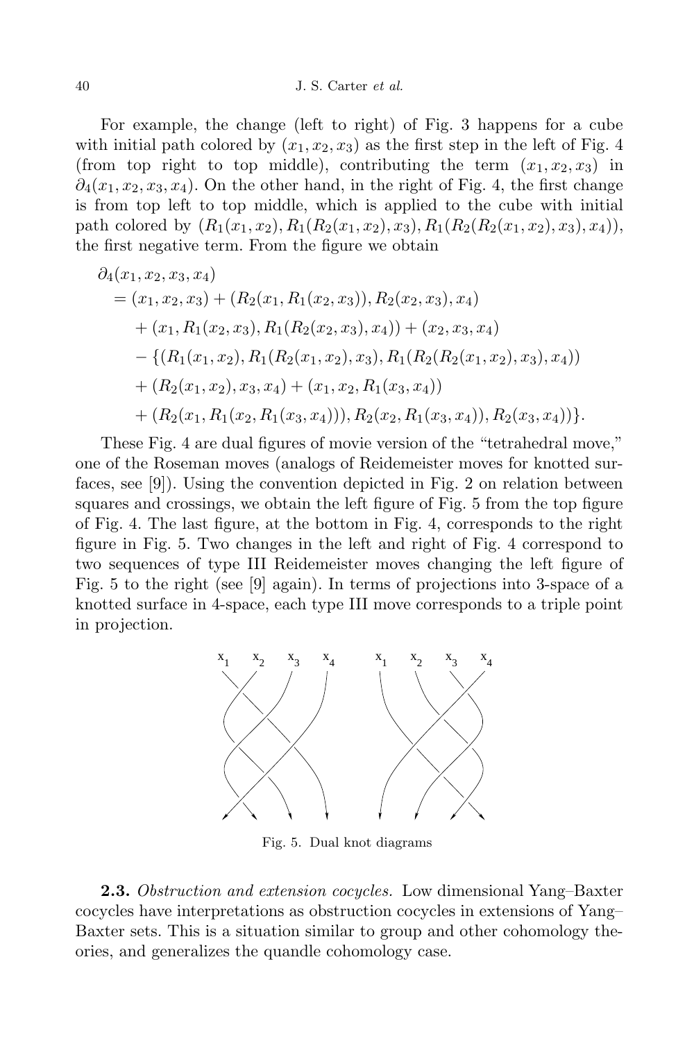For example, the change (left to right) of Fig. 3 happens for a cube with initial path colored by $(x_1, x_2, x_3)$ as the first step in the left of Fig. 4 (from top right to top middle), contributing the term $(x_1, x_2, x_3)$ in $\partial_4(x_1, x_2, x_3, x_4)$. On the other hand, in the right of Fig. 4, the first change is from top left to top middle, which is applied to the cube with initial path colored by $(R_1(x_1, x_2), R_1(R_2(x_1, x_2), x_3), R_1(R_2(R_2(x_1, x_2), x_3), x_4))$, the first negative term. From the figure we obtain

$$
\begin{aligned}
&\partial_4(x_1, x_2, x_3, x_4) \\
&\quad = (x_1, x_2, x_3) + (R_2(x_1, R_1(x_2, x_3)), R_2(x_2, x_3), x_4) \\
&\qquad + (x_1, R_1(x_2, x_3), R_1(R_2(x_2, x_3), x_4)) + (x_2, x_3, x_4) \\
&\qquad - \{(R_1(x_1, x_2), R_1(R_2(x_1, x_2), x_3), R_1(R_2(R_2(x_1, x_2), x_3), x_4)) \\
&\qquad + (R_2(x_1, x_2), x_3, x_4) + (x_1, x_2, R_1(x_3, x_4)) \\
&\qquad + (R_2(x_1, R_1(x_2, R_1(x_3, x_4))), R_2(x_2, R_1(x_3, x_4)), R_2(x_3, x_4))\}.
\end{aligned}
$$

These Fig. 4 are dual figures of movie version of the "tetrahedral move," one of the Roseman moves (analogs of Reidemeister moves for knotted surfaces, see [9]). Using the convention depicted in Fig. 2 on relation between squares and crossings, we obtain the left figure of Fig. 5 from the top figure of Fig. 4. The last figure, at the bottom in Fig. 4, corresponds to the right figure in Fig. 5. Two changes in the left and right of Fig. 4 correspond to two sequences of type III Reidemeister moves changing the left figure of Fig. 5 to the right (see [9] again). In terms of projections into 3-space of a knotted surface in 4-space, each type III move corresponds to a triple point in projection.

Fig. 5. Dual knot diagrams

**2.3.** *Obstruction and extension cocycles.* Low dimensional Yang–Baxter cocycles have interpretations as obstruction cocycles in extensions of Yang–Baxter sets. This is a situation similar to group and other cohomology theories, and generalizes the quandle cohomology case.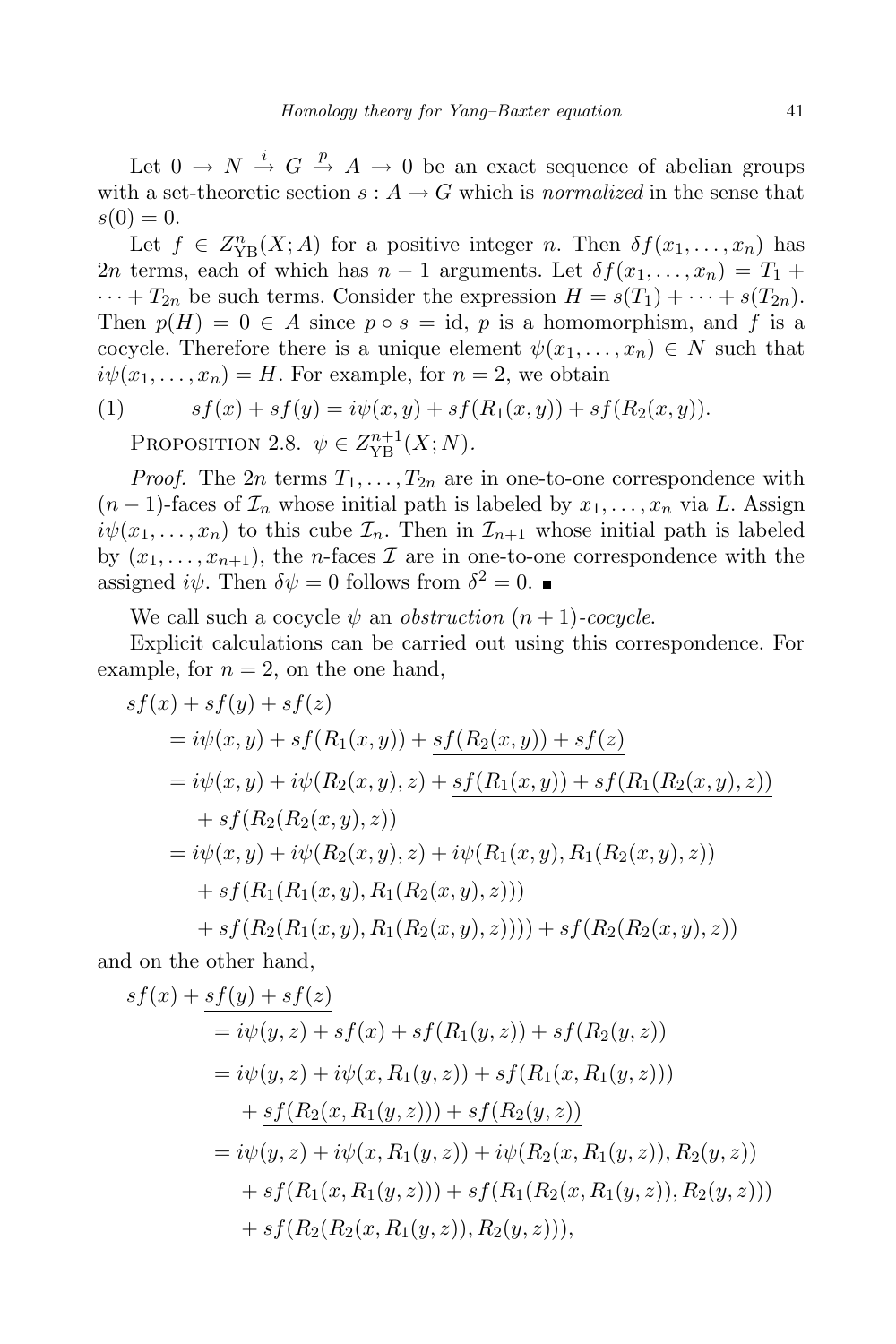Let $0 \to N \xrightarrow{i} G \xrightarrow{p} A \to 0$ be an exact sequence of abelian groups with a set-theoretic section $s : A \to G$ which is *normalized* in the sense that $s(0) = 0$.

Let $f \in Z^n_{\rm YB}(X; A)$ for a positive integer $n$. Then $\delta f(x_1, \dots, x_n)$ has $2n$ terms, each of which has $n-1$ arguments. Let $\delta f(x_1, \dots, x_n) = T_1 + \dots + T_{2n}$ be such terms. Consider the expression $H = s(T_1) + \dots + s(T_{2n})$. Then $p(H) = 0 \in A$ since $p \circ s = \mathrm{id}$, $p$ is a homomorphism, and $f$ is a cocycle. Therefore there is a unique element $\psi(x_1, \dots, x_n) \in N$ such that $i\psi(x_1, \dots, x_n) = H$. For example, for $n = 2$, we obtain

$$sf(x) + sf(y) = i\psi(x, y) + sf(R_1(x, y)) + sf(R_2(x, y)). \tag{1}$$

Proposition 2.8. $\psi \in Z^{n+1}_{\rm YB}(X; N)$.

*Proof.* The $2n$ terms $T_1, \dots, T_{2n}$ are in one-to-one correspondence with $(n-1)$-faces of $\mathcal{I}_n$ whose initial path is labeled by $x_1, \dots, x_n$ via $L$. Assign $i\psi(x_1, \dots, x_n)$ to this cube $\mathcal{I}_n$. Then in $\mathcal{I}_{n+1}$ whose initial path is labeled by $(x_1, \dots, x_{n+1})$, the $n$-faces $\mathcal{I}$ are in one-to-one correspondence with the assigned $i\psi$. Then $\delta\psi = 0$ follows from $\delta^2 = 0$. ■

We call such a cocycle $\psi$ an *obstruction $(n+1)$-cocycle*.

Explicit calculations can be carried out using this correspondence. For example, for $n = 2$, on the one hand,

$$\begin{aligned}
&\underline{sf(x) + sf(y)} + sf(z)\\
&\quad = i\psi(x, y) + sf(R_1(x, y)) + \underline{sf(R_2(x, y)) + sf(z)}\\
&\quad = i\psi(x, y) + i\psi(R_2(x, y), z) + \underline{sf(R_1(x, y)) + sf(R_1(R_2(x, y), z))}\\
&\qquad + sf(R_2(R_2(x, y), z))\\
&\quad = i\psi(x, y) + i\psi(R_2(x, y), z) + i\psi(R_1(x, y), R_1(R_2(x, y), z))\\
&\qquad + sf(R_1(R_1(x, y), R_1(R_2(x, y), z)))\\
&\qquad + sf(R_2(R_1(x, y), R_1(R_2(x, y), z)))) + sf(R_2(R_2(x, y), z))
\end{aligned}$$

and on the other hand,

$$\begin{aligned}
sf(x) &+ \underline{sf(y) + sf(z)}\\
&= i\psi(y, z) + \underline{sf(x) + sf(R_1(y, z))} + sf(R_2(y, z))\\
&= i\psi(y, z) + i\psi(x, R_1(y, z)) + sf(R_1(x, R_1(y, z)))\\
&\quad + \underline{sf(R_2(x, R_1(y, z))) + sf(R_2(y, z))}\\
&= i\psi(y, z) + i\psi(x, R_1(y, z)) + i\psi(R_2(x, R_1(y, z)), R_2(y, z))\\
&\quad + sf(R_1(x, R_1(y, z))) + sf(R_1(R_2(x, R_1(y, z)), R_2(y, z)))\\
&\quad + sf(R_2(R_2(x, R_1(y, z)), R_2(y, z))),
\end{aligned}$$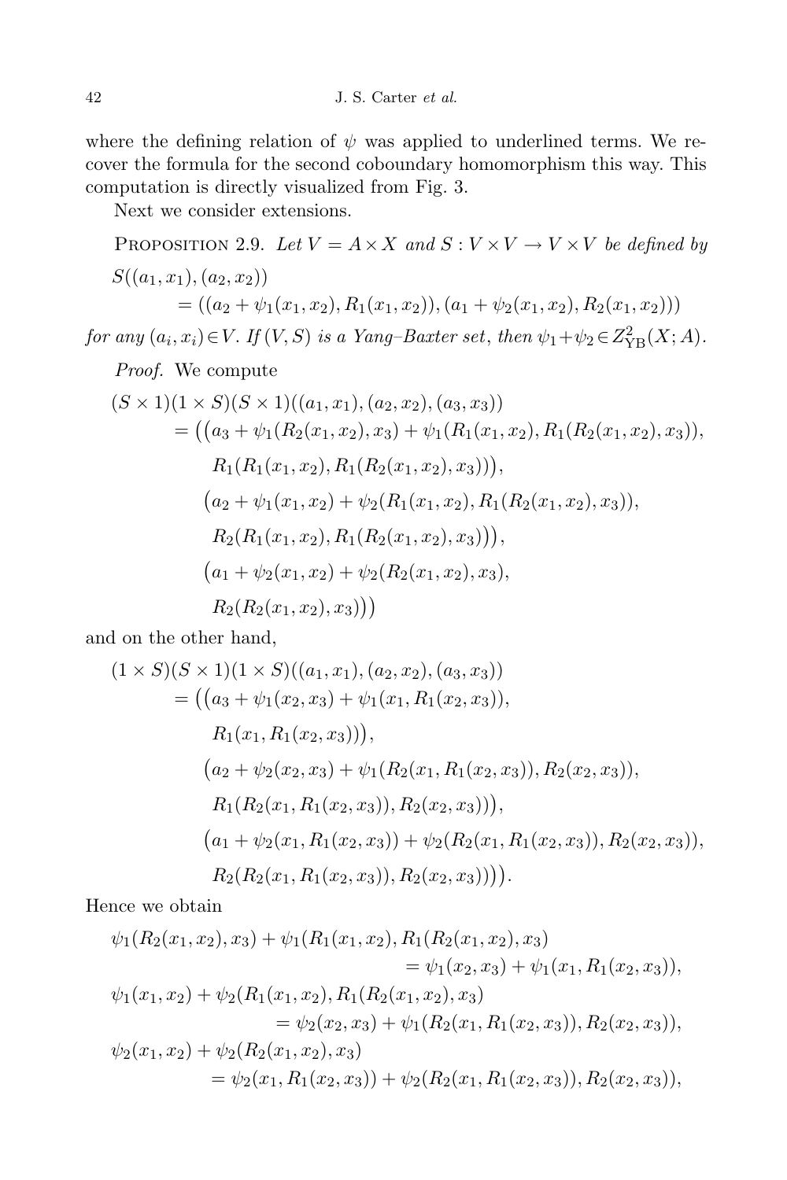where the defining relation of $\psi$ was applied to underlined terms. We recover the formula for the second coboundary homomorphism this way. This computation is directly visualized from Fig. 3.

Next we consider extensions.

PROPOSITION 2.9. *Let $V = A \times X$ and $S : V \times V \to V \times V$ be defined by*

$$
\begin{aligned}
&S((a_1, x_1), (a_2, x_2)) \\
&\qquad = ((a_2 + \psi_1(x_1, x_2), R_1(x_1, x_2)), (a_1 + \psi_2(x_1, x_2), R_2(x_1, x_2)))
\end{aligned}
$$

*for any $(a_i, x_i) \in V$. If $(V, S)$ is a Yang–Baxter set, then $\psi_1 + \psi_2 \in Z^2_{\mathrm{YB}}(X; A)$.*

*Proof.* We compute

$$
\begin{aligned}
&(S \times 1)(1 \times S)(S \times 1)((a_1, x_1), (a_2, x_2), (a_3, x_3)) \\
&\quad = \big((a_3 + \psi_1(R_2(x_1, x_2), x_3) + \psi_1(R_1(x_1, x_2), R_1(R_2(x_1, x_2), x_3)), \\
&\qquad\quad R_1(R_1(x_1, x_2), R_1(R_2(x_1, x_2), x_3))\big), \\
&\qquad \big(a_2 + \psi_1(x_1, x_2) + \psi_2(R_1(x_1, x_2), R_1(R_2(x_1, x_2), x_3)), \\
&\qquad\quad R_2(R_1(x_1, x_2), R_1(R_2(x_1, x_2), x_3))\big), \\
&\qquad \big(a_1 + \psi_2(x_1, x_2) + \psi_2(R_2(x_1, x_2), x_3), \\
&\qquad\quad R_2(R_2(x_1, x_2), x_3)\big)\big)
\end{aligned}
$$

and on the other hand,

$$
\begin{aligned}
&(1 \times S)(S \times 1)(1 \times S)((a_1, x_1), (a_2, x_2), (a_3, x_3)) \\
&\quad = \big((a_3 + \psi_1(x_2, x_3) + \psi_1(x_1, R_1(x_2, x_3)), \\
&\qquad\quad R_1(x_1, R_1(x_2, x_3))\big), \\
&\qquad \big(a_2 + \psi_2(x_2, x_3) + \psi_1(R_2(x_1, R_1(x_2, x_3)), R_2(x_2, x_3)), \\
&\qquad\quad R_1(R_2(x_1, R_1(x_2, x_3)), R_2(x_2, x_3))\big), \\
&\qquad \big(a_1 + \psi_2(x_1, R_1(x_2, x_3)) + \psi_2(R_2(x_1, R_1(x_2, x_3)), R_2(x_2, x_3)), \\
&\qquad\quad R_2(R_2(x_1, R_1(x_2, x_3)), R_2(x_2, x_3))\big)\big).
\end{aligned}
$$

Hence we obtain

$$
\begin{aligned}
&\psi_1(R_2(x_1, x_2), x_3) + \psi_1(R_1(x_1, x_2), R_1(R_2(x_1, x_2), x_3) \\
&\qquad\qquad\qquad\qquad = \psi_1(x_2, x_3) + \psi_1(x_1, R_1(x_2, x_3)), \\
&\psi_1(x_1, x_2) + \psi_2(R_1(x_1, x_2), R_1(R_2(x_1, x_2), x_3) \\
&\qquad\qquad\qquad = \psi_2(x_2, x_3) + \psi_1(R_2(x_1, R_1(x_2, x_3)), R_2(x_2, x_3)), \\
&\psi_2(x_1, x_2) + \psi_2(R_2(x_1, x_2), x_3) \\
&\qquad = \psi_2(x_1, R_1(x_2, x_3)) + \psi_2(R_2(x_1, R_1(x_2, x_3)), R_2(x_2, x_3)),
\end{aligned}
$$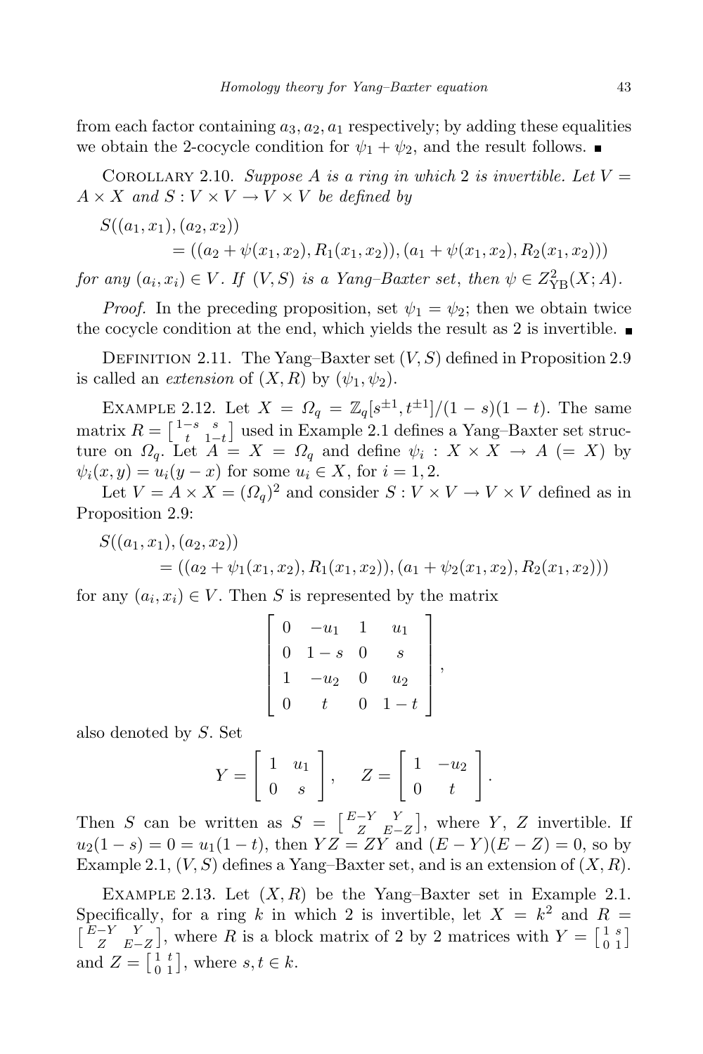from each factor containing $a_3, a_2, a_1$ respectively; by adding these equalities we obtain the 2-cocycle condition for $\psi_1 + \psi_2$, and the result follows. ■

COROLLARY 2.10. *Suppose $A$ is a ring in which 2 is invertible. Let $V = A \times X$ and $S : V \times V \to V \times V$ be defined by*

$$
\begin{aligned}
S((a_1, x_1), (a_2, x_2)) \\
&= ((a_2 + \psi(x_1, x_2), R_1(x_1, x_2)), (a_1 + \psi(x_1, x_2), R_2(x_1, x_2)))
\end{aligned}
$$

*for any $(a_i, x_i) \in V$. If $(V, S)$ is a Yang–Baxter set, then $\psi \in Z^2_{\mathrm{YB}}(X; A)$.*

*Proof.* In the preceding proposition, set $\psi_1 = \psi_2$; then we obtain twice the cocycle condition at the end, which yields the result as 2 is invertible. ■

DEFINITION 2.11. The Yang–Baxter set $(V, S)$ defined in Proposition 2.9 is called an *extension* of $(X, R)$ by $(\psi_1, \psi_2)$.

EXAMPLE 2.12. Let $X = \Omega_q = \mathbb{Z}_q[s^{\pm 1}, t^{\pm 1}]/(1 - s)(1 - t)$. The same matrix $R = \begin{bmatrix} 1-s & s \\ t & 1-t \end{bmatrix}$ used in Example 2.1 defines a Yang–Baxter set structure on $\Omega_q$. Let $A = X = \Omega_q$ and define $\psi_i : X \times X \to A \ (= X)$ by $\psi_i(x, y) = u_i(y - x)$ for some $u_i \in X$, for $i = 1, 2$.

Let $V = A \times X = (\Omega_q)^2$ and consider $S : V \times V \to V \times V$ defined as in Proposition 2.9:

$$
\begin{aligned}
S((a_1, x_1), (a_2, x_2)) \\
&= ((a_2 + \psi_1(x_1, x_2), R_1(x_1, x_2)), (a_1 + \psi_2(x_1, x_2), R_2(x_1, x_2)))
\end{aligned}
$$

for any $(a_i, x_i) \in V$. Then $S$ is represented by the matrix

$$
\begin{bmatrix}
0 & -u_1 & 1 & u_1 \\
0 & 1-s & 0 & s \\
1 & -u_2 & 0 & u_2 \\
0 & t & 0 & 1-t
\end{bmatrix},
$$

also denoted by $S$. Set

$$
Y = \begin{bmatrix} 1 & u_1 \\ 0 & s \end{bmatrix}, \qquad Z = \begin{bmatrix} 1 & -u_2 \\ 0 & t \end{bmatrix}.
$$

Then $S$ can be written as $S = \begin{bmatrix} E-Y & Y \\ Z & E-Z \end{bmatrix}$, where $Y$, $Z$ invertible. If $u_2(1 - s) = 0 = u_1(1 - t)$, then $YZ = ZY$ and $(E - Y)(E - Z) = 0$, so by Example 2.1, $(V, S)$ defines a Yang–Baxter set, and is an extension of $(X, R)$.

EXAMPLE 2.13. Let $(X, R)$ be the Yang–Baxter set in Example 2.1. Specifically, for a ring $k$ in which 2 is invertible, let $X = k^2$ and $R = \begin{bmatrix} E-Y & Y \\ Z & E-Z \end{bmatrix}$, where $R$ is a block matrix of 2 by 2 matrices with $Y = \begin{bmatrix} 1 & s \\ 0 & 1 \end{bmatrix}$ and $Z = \begin{bmatrix} 1 & t \\ 0 & 1 \end{bmatrix}$, where $s, t \in k$.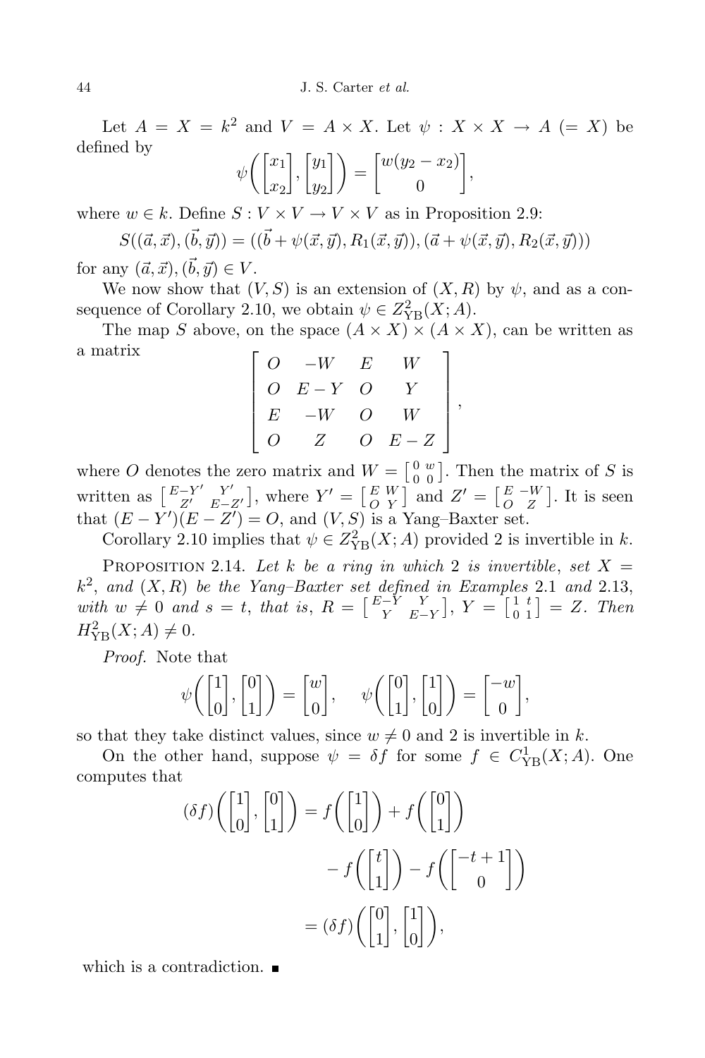Let $A = X = k^2$ and $V = A \times X$. Let $\psi : X \times X \to A$ $(= X)$ be defined by

$$\psi\left(\begin{bmatrix} x_1 \\ x_2 \end{bmatrix}, \begin{bmatrix} y_1 \\ y_2 \end{bmatrix}\right) = \begin{bmatrix} w(y_2 - x_2) \\ 0 \end{bmatrix},$$

where $w \in k$. Define $S : V \times V \to V \times V$ as in Proposition 2.9:

$$S((\vec{a}, \vec{x}), (\vec{b}, \vec{y})) = ((\vec{b} + \psi(\vec{x}, \vec{y}), R_1(\vec{x}, \vec{y})), (\vec{a} + \psi(\vec{x}, \vec{y}), R_2(\vec{x}, \vec{y})))$$

for any $(\vec{a}, \vec{x}), (\vec{b}, \vec{y}) \in V$.

We now show that $(V, S)$ is an extension of $(X, R)$ by $\psi$, and as a consequence of Corollary 2.10, we obtain $\psi \in Z^2_{\mathrm{YB}}(X; A)$.

The map $S$ above, on the space $(A \times X) \times (A \times X)$, can be written as a matrix

$$\begin{bmatrix} O & -W & E & W \\ O & E - Y & O & Y \\ E & -W & O & W \\ O & Z & O & E - Z \end{bmatrix},$$

where $O$ denotes the zero matrix and $W = \begin{bmatrix} 0 & w \\ 0 & 0 \end{bmatrix}$. Then the matrix of $S$ is written as $\begin{bmatrix} E-Y' & Y' \\ Z' & E-Z' \end{bmatrix}$, where $Y' = \begin{bmatrix} E & W \\ O & Y \end{bmatrix}$ and $Z' = \begin{bmatrix} E & -W \\ O & Z \end{bmatrix}$. It is seen that $(E - Y')(E - Z') = O$, and $(V, S)$ is a Yang–Baxter set.

Corollary 2.10 implies that $\psi \in Z^2_{\mathrm{YB}}(X; A)$ provided 2 is invertible in $k$.

**Proposition 2.14.** *Let $k$ be a ring in which 2 is invertible, set $X = k^2$, and $(X, R)$ be the Yang–Baxter set defined in Examples 2.1 and 2.13, with $w \neq 0$ and $s = t$, that is, $R = \begin{bmatrix} E-Y & Y \\ Y & E-Y \end{bmatrix}$, $Y = \begin{bmatrix} 1 & t \\ 0 & 1 \end{bmatrix} = Z$. Then $H^2_{\mathrm{YB}}(X; A) \neq 0$.*

*Proof.* Note that

$$\psi\left(\begin{bmatrix} 1 \\ 0 \end{bmatrix}, \begin{bmatrix} 0 \\ 1 \end{bmatrix}\right) = \begin{bmatrix} w \\ 0 \end{bmatrix}, \quad \psi\left(\begin{bmatrix} 0 \\ 1 \end{bmatrix}, \begin{bmatrix} 1 \\ 0 \end{bmatrix}\right) = \begin{bmatrix} -w \\ 0 \end{bmatrix},$$

so that they take distinct values, since $w \neq 0$ and 2 is invertible in $k$.

On the other hand, suppose $\psi = \delta f$ for some $f \in C^1_{\mathrm{YB}}(X; A)$. One computes that

$$\begin{aligned} (\delta f)\left(\begin{bmatrix} 1 \\ 0 \end{bmatrix}, \begin{bmatrix} 0 \\ 1 \end{bmatrix}\right) &= f\left(\begin{bmatrix} 1 \\ 0 \end{bmatrix}\right) + f\left(\begin{bmatrix} 0 \\ 1 \end{bmatrix}\right) \\ &\quad - f\left(\begin{bmatrix} t \\ 1 \end{bmatrix}\right) - f\left(\begin{bmatrix} -t+1 \\ 0 \end{bmatrix}\right) \\ &= (\delta f)\left(\begin{bmatrix} 0 \\ 1 \end{bmatrix}, \begin{bmatrix} 1 \\ 0 \end{bmatrix}\right), \end{aligned}$$

which is a contradiction. ∎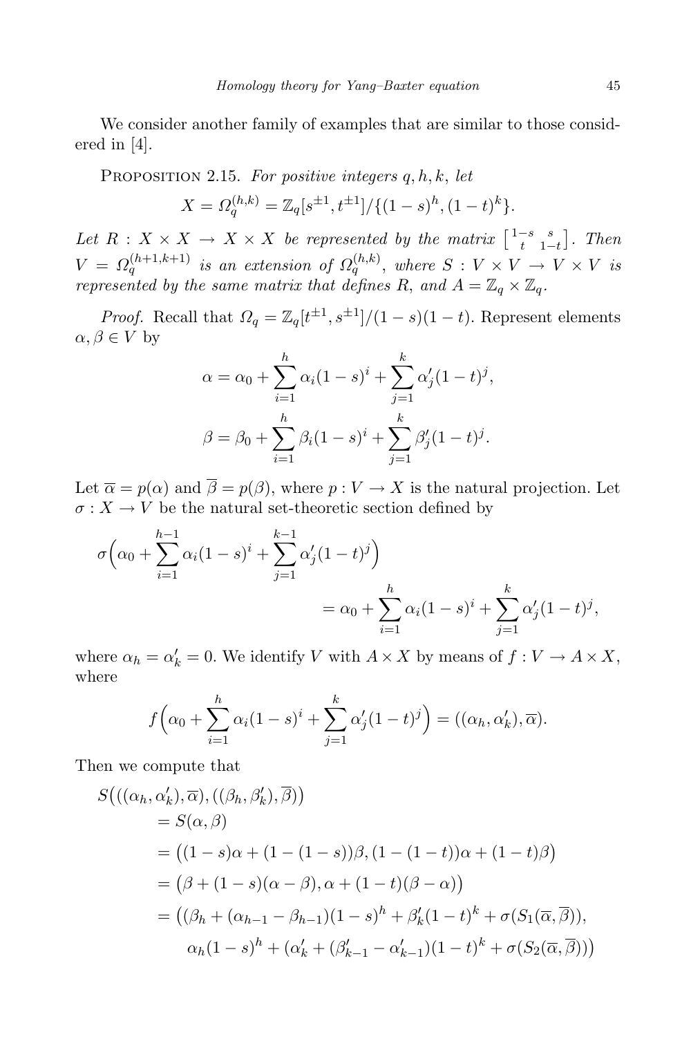We consider another family of examples that are similar to those considered in [4].

Proposition 2.15. *For positive integers $q, h, k$, let*

$$X = \Omega_q^{(h,k)} = \mathbb{Z}_q[s^{\pm 1}, t^{\pm 1}]/\{(1-s)^h, (1-t)^k\}.$$

*Let $R : X \times X \to X \times X$ be represented by the matrix $\left[\begin{smallmatrix} 1-s & s \\ t & 1-t \end{smallmatrix}\right]$. Then $V = \Omega_q^{(h+1,k+1)}$ is an extension of $\Omega_q^{(h,k)}$, where $S : V \times V \to V \times V$ is represented by the same matrix that defines $R$, and $A = \mathbb{Z}_q \times \mathbb{Z}_q$.*

*Proof.* Recall that $\Omega_q = \mathbb{Z}_q[t^{\pm 1}, s^{\pm 1}]/(1-s)(1-t)$. Represent elements $\alpha, \beta \in V$ by

$$\alpha = \alpha_0 + \sum_{i=1}^{h} \alpha_i (1-s)^i + \sum_{j=1}^{k} \alpha'_j (1-t)^j,$$

$$\beta = \beta_0 + \sum_{i=1}^{h} \beta_i (1-s)^i + \sum_{j=1}^{k} \beta'_j (1-t)^j.$$

Let $\overline{\alpha} = p(\alpha)$ and $\overline{\beta} = p(\beta)$, where $p : V \to X$ is the natural projection. Let $\sigma : X \to V$ be the natural set-theoretic section defined by

$$\sigma\Big(\alpha_0 + \sum_{i=1}^{h-1} \alpha_i (1-s)^i + \sum_{j=1}^{k-1} \alpha'_j (1-t)^j\Big) = \alpha_0 + \sum_{i=1}^{h} \alpha_i (1-s)^i + \sum_{j=1}^{k} \alpha'_j (1-t)^j,$$

where $\alpha_h = \alpha'_k = 0$. We identify $V$ with $A \times X$ by means of $f : V \to A \times X$, where

$$f\Big(\alpha_0 + \sum_{i=1}^{h} \alpha_i (1-s)^i + \sum_{j=1}^{k} \alpha'_j (1-t)^j\Big) = ((\alpha_h, \alpha'_k), \overline{\alpha}).$$

Then we compute that

$$\begin{aligned}
&S\big(((\alpha_h, \alpha'_k), \overline{\alpha}), ((\beta_h, \beta'_k), \overline{\beta})\big) \\
&\quad = S(\alpha, \beta) \\
&\quad = \big((1-s)\alpha + (1-(1-s))\beta, (1-(1-t))\alpha + (1-t)\beta\big) \\
&\quad = \big(\beta + (1-s)(\alpha - \beta), \alpha + (1-t)(\beta - \alpha)\big) \\
&\quad = \big((\beta_h + (\alpha_{h-1} - \beta_{h-1})(1-s)^h + \beta'_k (1-t)^k + \sigma(S_1(\overline{\alpha}, \overline{\beta})), \\
&\qquad\quad \alpha_h (1-s)^h + (\alpha'_k + (\beta'_{k-1} - \alpha'_{k-1})(1-t)^k + \sigma(S_2(\overline{\alpha}, \overline{\beta}))\big)
\end{aligned}$$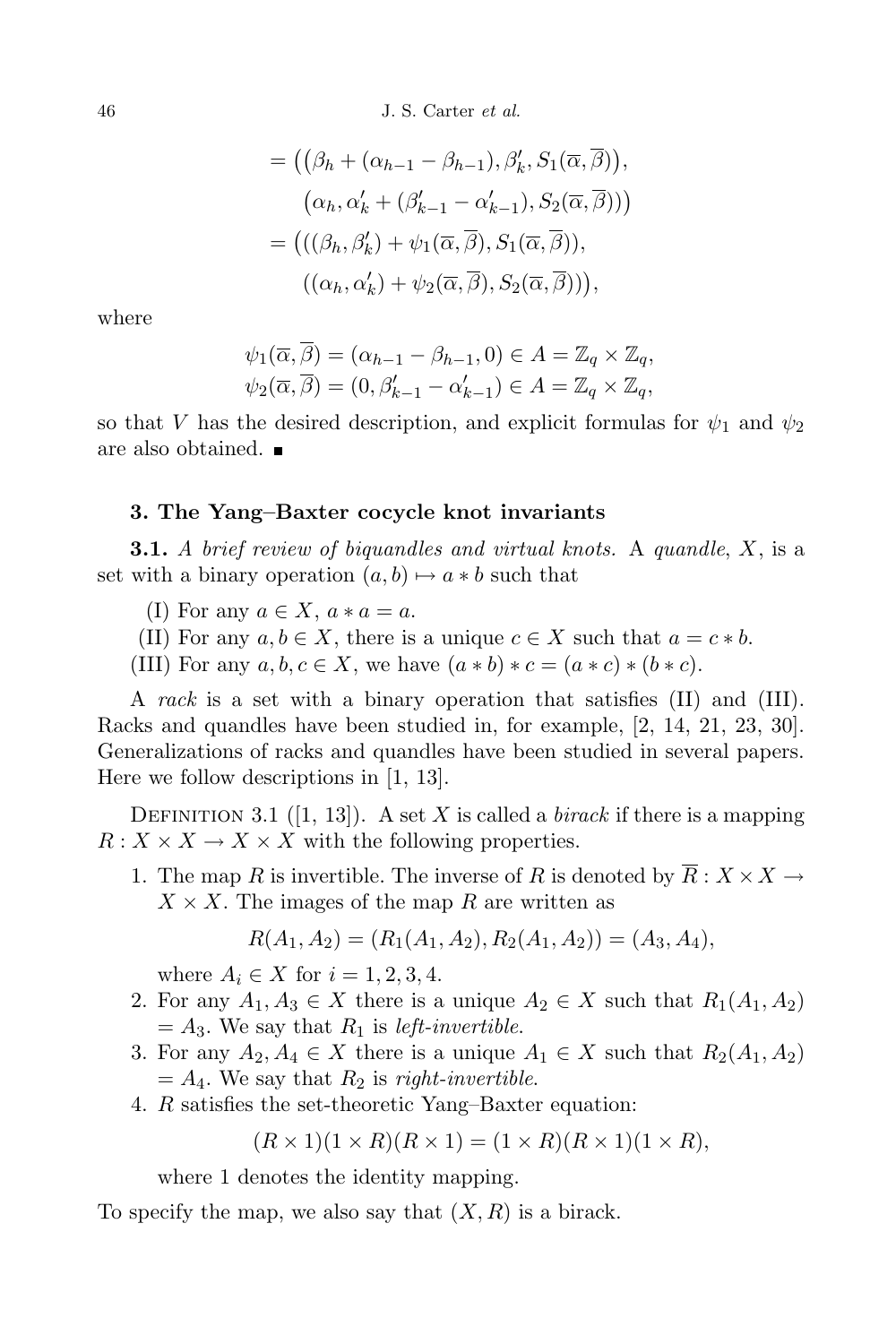$$
\begin{aligned}
&= \big(\big(\beta_h + (\alpha_{h-1} - \beta_{h-1}), \beta'_k, S_1(\overline{\alpha}, \overline{\beta})\big),\\
&\qquad \big(\alpha_h, \alpha'_k + (\beta'_{k-1} - \alpha'_{k-1}), S_2(\overline{\alpha}, \overline{\beta})\big)\big)\\
&= \big(((\beta_h, \beta'_k) + \psi_1(\overline{\alpha}, \overline{\beta}), S_1(\overline{\alpha}, \overline{\beta})),\\
&\qquad ((\alpha_h, \alpha'_k) + \psi_2(\overline{\alpha}, \overline{\beta}), S_2(\overline{\alpha}, \overline{\beta}))\big),
\end{aligned}
$$

where

$$
\psi_1(\overline{\alpha}, \overline{\beta}) = (\alpha_{h-1} - \beta_{h-1}, 0) \in A = \mathbb{Z}_q \times \mathbb{Z}_q,
$$
$$
\psi_2(\overline{\alpha}, \overline{\beta}) = (0, \beta'_{k-1} - \alpha'_{k-1}) \in A = \mathbb{Z}_q \times \mathbb{Z}_q,
$$

so that $V$ has the desired description, and explicit formulas for $\psi_1$ and $\psi_2$ are also obtained. ∎

## 3. The Yang–Baxter cocycle knot invariants

**3.1.** *A brief review of biquandles and virtual knots.* A *quandle*, $X$, is a set with a binary operation $(a, b) \mapsto a * b$ such that

(I) For any $a \in X$, $a * a = a$.

(II) For any $a, b \in X$, there is a unique $c \in X$ such that $a = c * b$.

(III) For any $a, b, c \in X$, we have $(a * b) * c = (a * c) * (b * c)$.

A *rack* is a set with a binary operation that satisfies (II) and (III). Racks and quandles have been studied in, for example, [2, 14, 21, 23, 30]. Generalizations of racks and quandles have been studied in several papers. Here we follow descriptions in [1, 13].

Definition 3.1 ([1, 13]). A set $X$ is called a *birack* if there is a mapping $R : X \times X \to X \times X$ with the following properties.

1. The map $R$ is invertible. The inverse of $R$ is denoted by $\overline{R} : X \times X \to X \times X$. The images of the map $R$ are written as
$$
R(A_1, A_2) = (R_1(A_1, A_2), R_2(A_1, A_2)) = (A_3, A_4),
$$
where $A_i \in X$ for $i = 1, 2, 3, 4$.
2. For any $A_1, A_3 \in X$ there is a unique $A_2 \in X$ such that $R_1(A_1, A_2) = A_3$. We say that $R_1$ is *left-invertible*.
3. For any $A_2, A_4 \in X$ there is a unique $A_1 \in X$ such that $R_2(A_1, A_2) = A_4$. We say that $R_2$ is *right-invertible*.
4. $R$ satisfies the set-theoretic Yang–Baxter equation:
$$
(R \times 1)(1 \times R)(R \times 1) = (1 \times R)(R \times 1)(1 \times R),
$$
where 1 denotes the identity mapping.

To specify the map, we also say that $(X, R)$ is a birack.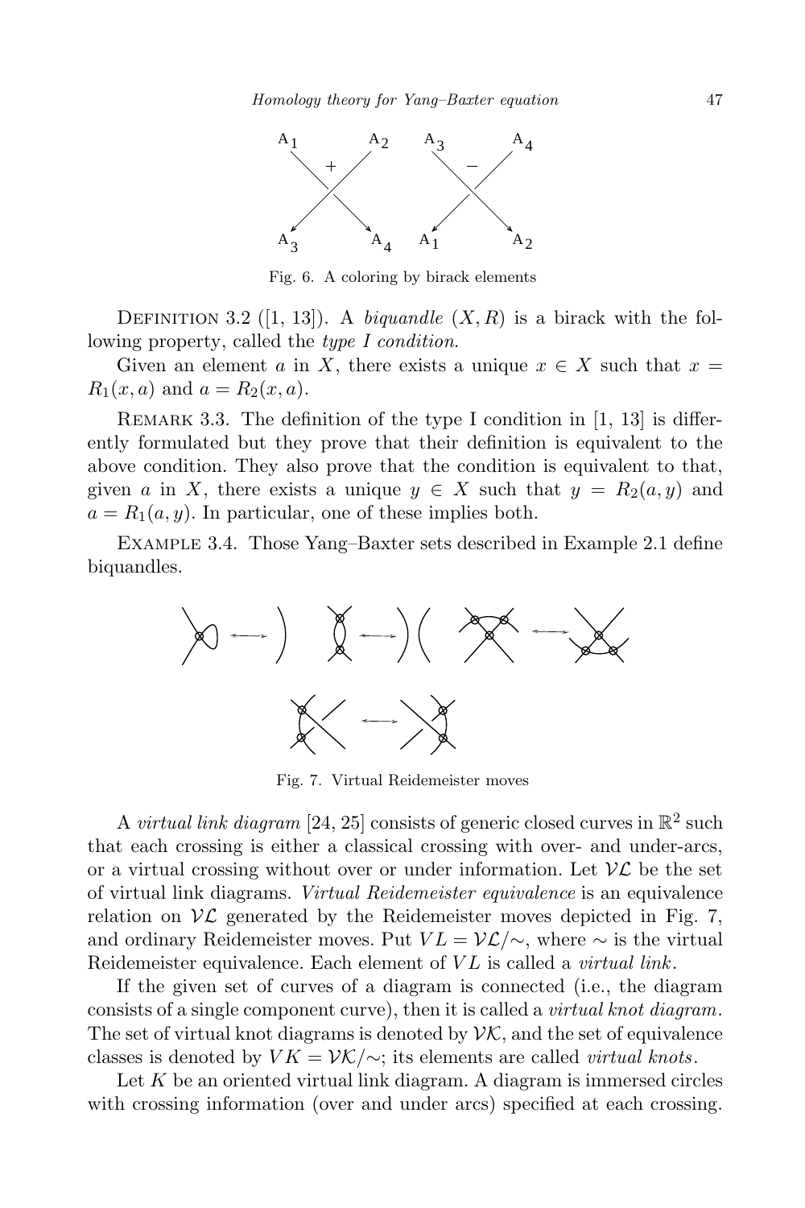Fig. 6. A coloring by birack elements

Definition 3.2 ([1, 13]). A *biquandle* $(X, R)$ is a birack with the following property, called the *type I condition*.

Given an element $a$ in $X$, there exists a unique $x \in X$ such that $x = R_1(x, a)$ and $a = R_2(x, a)$.

Remark 3.3. The definition of the type I condition in [1, 13] is differently formulated but they prove that their definition is equivalent to the above condition. They also prove that the condition is equivalent to that, given $a$ in $X$, there exists a unique $y \in X$ such that $y = R_2(a, y)$ and $a = R_1(a, y)$. In particular, one of these implies both.

Example 3.4. Those Yang–Baxter sets described in Example 2.1 define biquandles.

Fig. 7. Virtual Reidemeister moves

A *virtual link diagram* [24, 25] consists of generic closed curves in $\mathbb{R}^2$ such that each crossing is either a classical crossing with over- and under-arcs, or a virtual crossing without over or under information. Let $\mathcal{VL}$ be the set of virtual link diagrams. *Virtual Reidemeister equivalence* is an equivalence relation on $\mathcal{VL}$ generated by the Reidemeister moves depicted in Fig. 7, and ordinary Reidemeister moves. Put $VL = \mathcal{VL}/\sim$, where $\sim$ is the virtual Reidemeister equivalence. Each element of $VL$ is called a *virtual link*.

If the given set of curves of a diagram is connected (i.e., the diagram consists of a single component curve), then it is called a *virtual knot diagram*. The set of virtual knot diagrams is denoted by $\mathcal{VK}$, and the set of equivalence classes is denoted by $VK = \mathcal{VK}/\sim$; its elements are called *virtual knots*.

Let $K$ be an oriented virtual link diagram. A diagram is immersed circles with crossing information (over and under arcs) specified at each crossing.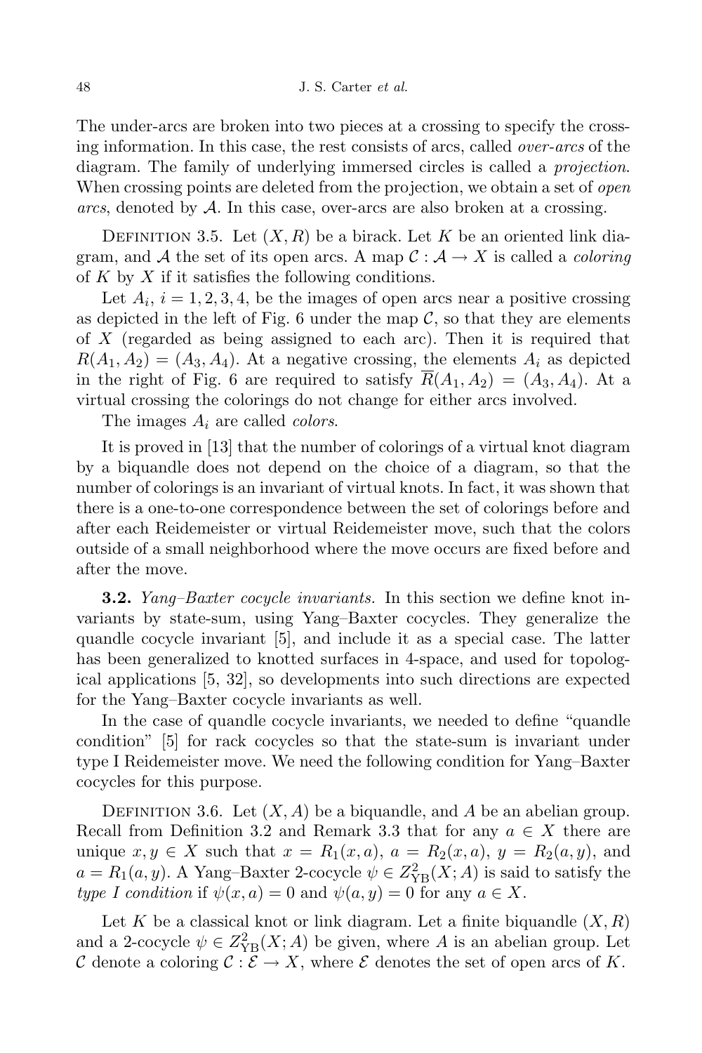The under-arcs are broken into two pieces at a crossing to specify the crossing information. In this case, the rest consists of arcs, called *over-arcs* of the diagram. The family of underlying immersed circles is called a *projection*. When crossing points are deleted from the projection, we obtain a set of *open arcs*, denoted by $\mathcal{A}$. In this case, over-arcs are also broken at a crossing.

Definition 3.5. Let $(X, R)$ be a birack. Let $K$ be an oriented link diagram, and $\mathcal{A}$ the set of its open arcs. A map $\mathcal{C} : \mathcal{A} \to X$ is called a *coloring* of $K$ by $X$ if it satisfies the following conditions.

Let $A_i$, $i = 1, 2, 3, 4$, be the images of open arcs near a positive crossing as depicted in the left of Fig. 6 under the map $\mathcal{C}$, so that they are elements of $X$ (regarded as being assigned to each arc). Then it is required that $R(A_1, A_2) = (A_3, A_4)$. At a negative crossing, the elements $A_i$ as depicted in the right of Fig. 6 are required to satisfy $\overline{R}(A_1, A_2) = (A_3, A_4)$. At a virtual crossing the colorings do not change for either arcs involved.

The images $A_i$ are called *colors*.

It is proved in [13] that the number of colorings of a virtual knot diagram by a biquandle does not depend on the choice of a diagram, so that the number of colorings is an invariant of virtual knots. In fact, it was shown that there is a one-to-one correspondence between the set of colorings before and after each Reidemeister or virtual Reidemeister move, such that the colors outside of a small neighborhood where the move occurs are fixed before and after the move.

**3.2.** *Yang–Baxter cocycle invariants.* In this section we define knot invariants by state-sum, using Yang–Baxter cocycles. They generalize the quandle cocycle invariant [5], and include it as a special case. The latter has been generalized to knotted surfaces in 4-space, and used for topological applications [5, 32], so developments into such directions are expected for the Yang–Baxter cocycle invariants as well.

In the case of quandle cocycle invariants, we needed to define "quandle condition" [5] for rack cocycles so that the state-sum is invariant under type I Reidemeister move. We need the following condition for Yang–Baxter cocycles for this purpose.

Definition 3.6. Let $(X, A)$ be a biquandle, and $A$ be an abelian group. Recall from Definition 3.2 and Remark 3.3 that for any $a \in X$ there are unique $x, y \in X$ such that $x = R_1(x, a)$, $a = R_2(x, a)$, $y = R_2(a, y)$, and $a = R_1(a, y)$. A Yang–Baxter 2-cocycle $\psi \in Z^2_{\rm YB}(X; A)$ is said to satisfy the *type I condition* if $\psi(x, a) = 0$ and $\psi(a, y) = 0$ for any $a \in X$.

Let $K$ be a classical knot or link diagram. Let a finite biquandle $(X, R)$ and a 2-cocycle $\psi \in Z^2_{\rm YB}(X; A)$ be given, where $A$ is an abelian group. Let $\mathcal{C}$ denote a coloring $\mathcal{C} : \mathcal{E} \to X$, where $\mathcal{E}$ denotes the set of open arcs of $K$.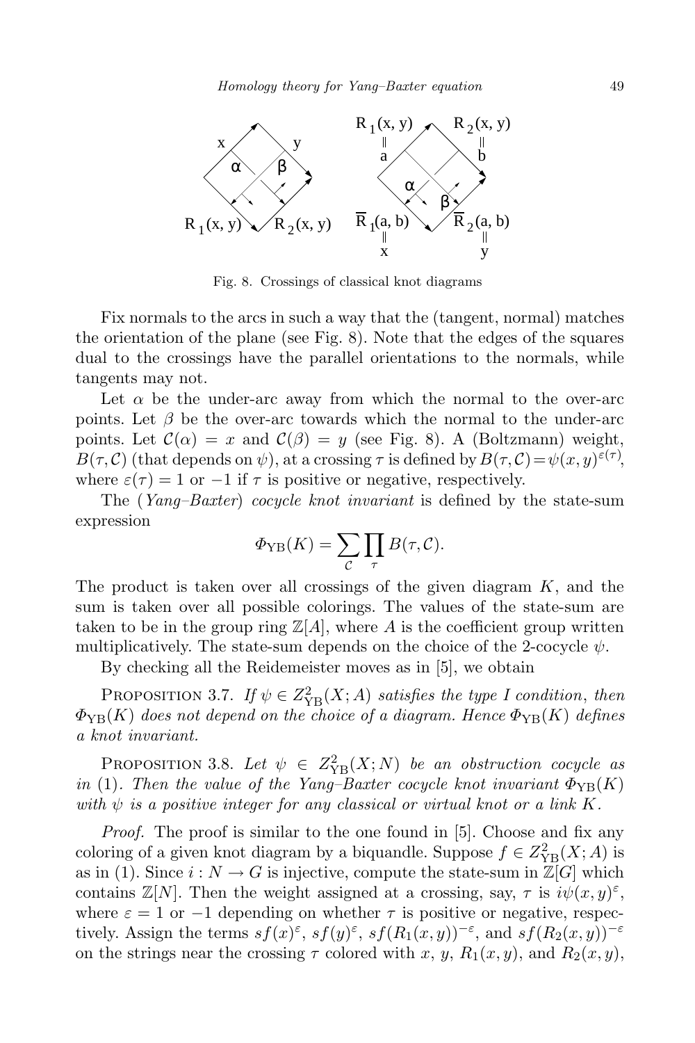Fig. 8. Crossings of classical knot diagrams

Fix normals to the arcs in such a way that the (tangent, normal) matches the orientation of the plane (see Fig. 8). Note that the edges of the squares dual to the crossings have the parallel orientations to the normals, while tangents may not.

Let $\alpha$ be the under-arc away from which the normal to the over-arc points. Let $\beta$ be the over-arc towards which the normal to the under-arc points. Let $\mathcal{C}(\alpha) = x$ and $\mathcal{C}(\beta) = y$ (see Fig. 8). A (Boltzmann) weight, $B(\tau, \mathcal{C})$ (that depends on $\psi$), at a crossing $\tau$ is defined by $B(\tau, \mathcal{C}) = \psi(x, y)^{\varepsilon(\tau)}$, where $\varepsilon(\tau) = 1$ or $-1$ if $\tau$ is positive or negative, respectively.

The (*Yang–Baxter*) *cocycle knot invariant* is defined by the state-sum expression

$$\Phi_{\mathrm{YB}}(K) = \sum_{\mathcal{C}} \prod_{\tau} B(\tau, \mathcal{C}).$$

The product is taken over all crossings of the given diagram $K$, and the sum is taken over all possible colorings. The values of the state-sum are taken to be in the group ring $\mathbb{Z}[A]$, where $A$ is the coefficient group written multiplicatively. The state-sum depends on the choice of the 2-cocycle $\psi$.

By checking all the Reidemeister moves as in [5], we obtain

Proposition 3.7. *If $\psi \in Z^2_{\mathrm{YB}}(X; A)$ satisfies the type I condition, then $\Phi_{\mathrm{YB}}(K)$ does not depend on the choice of a diagram. Hence $\Phi_{\mathrm{YB}}(K)$ defines a knot invariant.*

Proposition 3.8. *Let $\psi \in Z^2_{\mathrm{YB}}(X; N)$ be an obstruction cocycle as in* (1). *Then the value of the Yang–Baxter cocycle knot invariant $\Phi_{\mathrm{YB}}(K)$ with $\psi$ is a positive integer for any classical or virtual knot or a link $K$.*

*Proof.* The proof is similar to the one found in [5]. Choose and fix any coloring of a given knot diagram by a biquandle. Suppose $f \in Z^2_{\mathrm{YB}}(X; A)$ is as in (1). Since $i : N \to G$ is injective, compute the state-sum in $\mathbb{Z}[G]$ which contains $\mathbb{Z}[N]$. Then the weight assigned at a crossing, say, $\tau$ is $i\psi(x, y)^{\varepsilon}$, where $\varepsilon = 1$ or $-1$ depending on whether $\tau$ is positive or negative, respectively. Assign the terms $sf(x)^{\varepsilon}$, $sf(y)^{\varepsilon}$, $sf(R_1(x, y))^{-\varepsilon}$, and $sf(R_2(x, y))^{-\varepsilon}$ on the strings near the crossing $\tau$ colored with $x$, $y$, $R_1(x, y)$, and $R_2(x, y)$,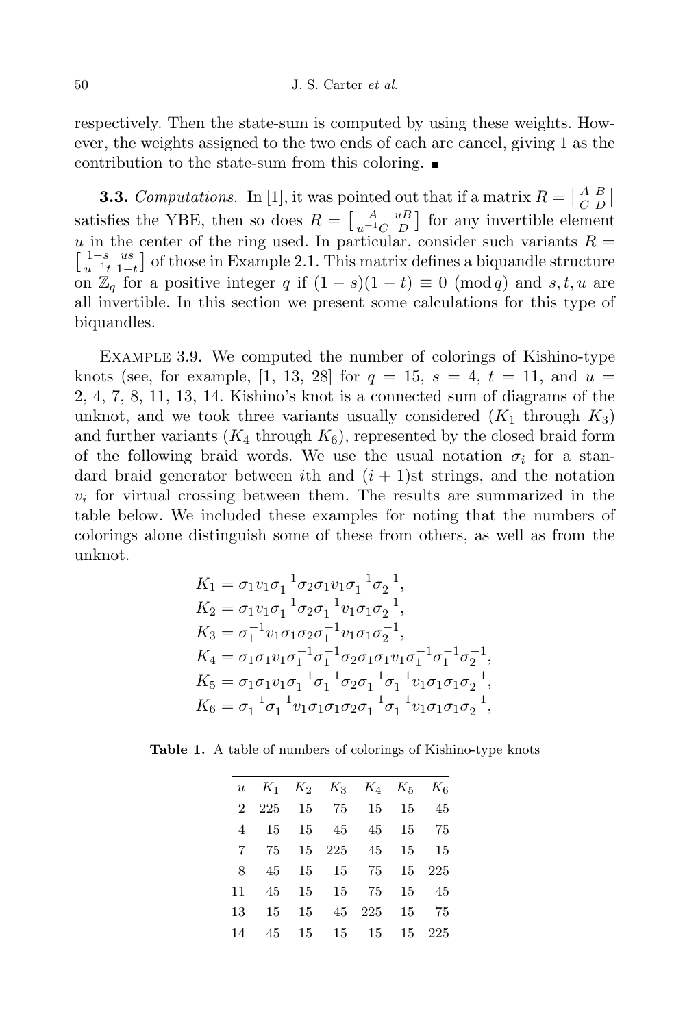respectively. Then the state-sum is computed by using these weights. However, the weights assigned to the two ends of each arc cancel, giving 1 as the contribution to the state-sum from this coloring. ■

**3.3.** *Computations.* In [1], it was pointed out that if a matrix $R = \left[\begin{smallmatrix} A & B \\ C & D \end{smallmatrix}\right]$ satisfies the YBE, then so does $R = \left[\begin{smallmatrix} A & uB \\ u^{-1}C & D \end{smallmatrix}\right]$ for any invertible element $u$ in the center of the ring used. In particular, consider such variants $R = \left[\begin{smallmatrix} 1-s & us \\ u^{-1}t & 1-t \end{smallmatrix}\right]$ of those in Example 2.1. This matrix defines a biquandle structure on $\mathbb{Z}_q$ for a positive integer $q$ if $(1-s)(1-t) \equiv 0 \pmod q$ and $s, t, u$ are all invertible. In this section we present some calculations for this type of biquandles.

Example 3.9. We computed the number of colorings of Kishino-type knots (see, for example, [1, 13, 28] for $q = 15$, $s = 4$, $t = 11$, and $u = 2, 4, 7, 8, 11, 13, 14$. Kishino's knot is a connected sum of diagrams of the unknot, and we took three variants usually considered ($K_1$ through $K_3$) and further variants ($K_4$ through $K_6$), represented by the closed braid form of the following braid words. We use the usual notation $\sigma_i$ for a standard braid generator between $i$th and $(i+1)$st strings, and the notation $v_i$ for virtual crossing between them. The results are summarized in the table below. We included these examples for noting that the numbers of colorings alone distinguish some of these from others, as well as from the unknot.

$$
\begin{aligned}
K_1 &= \sigma_1 v_1 \sigma_1^{-1} \sigma_2 \sigma_1 v_1 \sigma_1^{-1} \sigma_2^{-1}, \\
K_2 &= \sigma_1 v_1 \sigma_1^{-1} \sigma_2 \sigma_1^{-1} v_1 \sigma_1 \sigma_2^{-1}, \\
K_3 &= \sigma_1^{-1} v_1 \sigma_1 \sigma_2 \sigma_1^{-1} v_1 \sigma_1 \sigma_2^{-1}, \\
K_4 &= \sigma_1 \sigma_1 v_1 \sigma_1^{-1} \sigma_1^{-1} \sigma_2 \sigma_1 \sigma_1 v_1 \sigma_1^{-1} \sigma_1^{-1} \sigma_2^{-1}, \\
K_5 &= \sigma_1 \sigma_1 v_1 \sigma_1^{-1} \sigma_1^{-1} \sigma_2 \sigma_1^{-1} \sigma_1^{-1} v_1 \sigma_1 \sigma_1 \sigma_2^{-1}, \\
K_6 &= \sigma_1^{-1} \sigma_1^{-1} v_1 \sigma_1 \sigma_1 \sigma_2 \sigma_1^{-1} \sigma_1^{-1} v_1 \sigma_1 \sigma_1 \sigma_2^{-1},
\end{aligned}
$$

**Table 1.** A table of numbers of colorings of Kishino-type knots

| $u$ | $K_1$ | $K_2$ | $K_3$ | $K_4$ | $K_5$ | $K_6$ |
|---|---|---|---|---|---|---|
| 2 | 225 | 15 | 75 | 15 | 15 | 45 |
| 4 | 15 | 15 | 45 | 45 | 15 | 75 |
| 7 | 75 | 15 | 225 | 45 | 15 | 15 |
| 8 | 45 | 15 | 15 | 75 | 15 | 225 |
| 11 | 45 | 15 | 15 | 75 | 15 | 45 |
| 13 | 15 | 15 | 45 | 225 | 15 | 75 |
| 14 | 45 | 15 | 15 | 15 | 15 | 225 |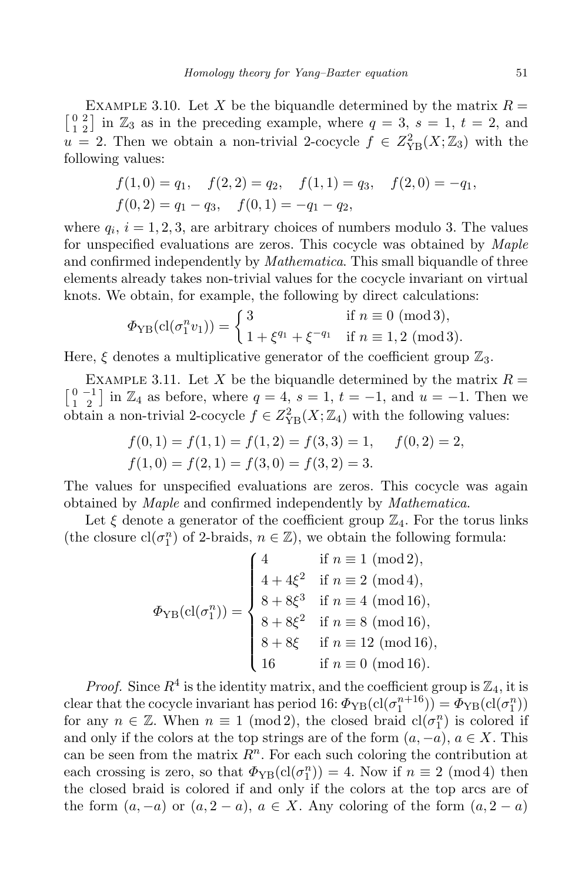Example 3.10. Let $X$ be the biquandle determined by the matrix $R = \left[\begin{smallmatrix} 0 & 2 \\ 1 & 2 \end{smallmatrix}\right]$ in $\mathbb{Z}_3$ as in the preceding example, where $q = 3$, $s = 1$, $t = 2$, and $u = 2$. Then we obtain a non-trivial 2-cocycle $f \in Z^2_{\mathrm{YB}}(X; \mathbb{Z}_3)$ with the following values:

$$f(1,0) = q_1, \quad f(2,2) = q_2, \quad f(1,1) = q_3, \quad f(2,0) = -q_1,$$
$$f(0,2) = q_1 - q_3, \quad f(0,1) = -q_1 - q_2,$$

where $q_i$, $i = 1, 2, 3$, are arbitrary choices of numbers modulo 3. The values for unspecified evaluations are zeros. This cocycle was obtained by *Maple* and confirmed independently by *Mathematica*. This small biquandle of three elements already takes non-trivial values for the cocycle invariant on virtual knots. We obtain, for example, the following by direct calculations:

$$\Phi_{\mathrm{YB}}(\mathrm{cl}(\sigma_1^n v_1)) = \begin{cases} 3 & \text{if } n \equiv 0 \pmod 3, \\ 1 + \xi^{q_1} + \xi^{-q_1} & \text{if } n \equiv 1, 2 \pmod 3. \end{cases}$$

Here, $\xi$ denotes a multiplicative generator of the coefficient group $\mathbb{Z}_3$.

Example 3.11. Let $X$ be the biquandle determined by the matrix $R = \left[\begin{smallmatrix} 0 & -1 \\ 1 & 2 \end{smallmatrix}\right]$ in $\mathbb{Z}_4$ as before, where $q = 4$, $s = 1$, $t = -1$, and $u = -1$. Then we obtain a non-trivial 2-cocycle $f \in Z^2_{\mathrm{YB}}(X; \mathbb{Z}_4)$ with the following values:

$$f(0,1) = f(1,1) = f(1,2) = f(3,3) = 1, \quad f(0,2) = 2,$$
$$f(1,0) = f(2,1) = f(3,0) = f(3,2) = 3.$$

The values for unspecified evaluations are zeros. This cocycle was again obtained by *Maple* and confirmed independently by *Mathematica*.

Let $\xi$ denote a generator of the coefficient group $\mathbb{Z}_4$. For the torus links (the closure $\mathrm{cl}(\sigma_1^n)$ of 2-braids, $n \in \mathbb{Z}$), we obtain the following formula:

$$\Phi_{\mathrm{YB}}(\mathrm{cl}(\sigma_1^n)) = \begin{cases} 4 & \text{if } n \equiv 1 \pmod 2, \\ 4 + 4\xi^2 & \text{if } n \equiv 2 \pmod 4, \\ 8 + 8\xi^3 & \text{if } n \equiv 4 \pmod{16}, \\ 8 + 8\xi^2 & \text{if } n \equiv 8 \pmod{16}, \\ 8 + 8\xi & \text{if } n \equiv 12 \pmod{16}, \\ 16 & \text{if } n \equiv 0 \pmod{16}. \end{cases}$$

*Proof.* Since $R^4$ is the identity matrix, and the coefficient group is $\mathbb{Z}_4$, it is clear that the cocycle invariant has period 16: $\Phi_{\mathrm{YB}}(\mathrm{cl}(\sigma_1^{n+16})) = \Phi_{\mathrm{YB}}(\mathrm{cl}(\sigma_1^n))$ for any $n \in \mathbb{Z}$. When $n \equiv 1 \pmod 2$, the closed braid $\mathrm{cl}(\sigma_1^n)$ is colored if and only if the colors at the top strings are of the form $(a, -a)$, $a \in X$. This can be seen from the matrix $R^n$. For each such coloring the contribution at each crossing is zero, so that $\Phi_{\mathrm{YB}}(\mathrm{cl}(\sigma_1^n)) = 4$. Now if $n \equiv 2 \pmod 4$ then the closed braid is colored if and only if the colors at the top arcs are of the form $(a, -a)$ or $(a, 2 - a)$, $a \in X$. Any coloring of the form $(a, 2 - a)$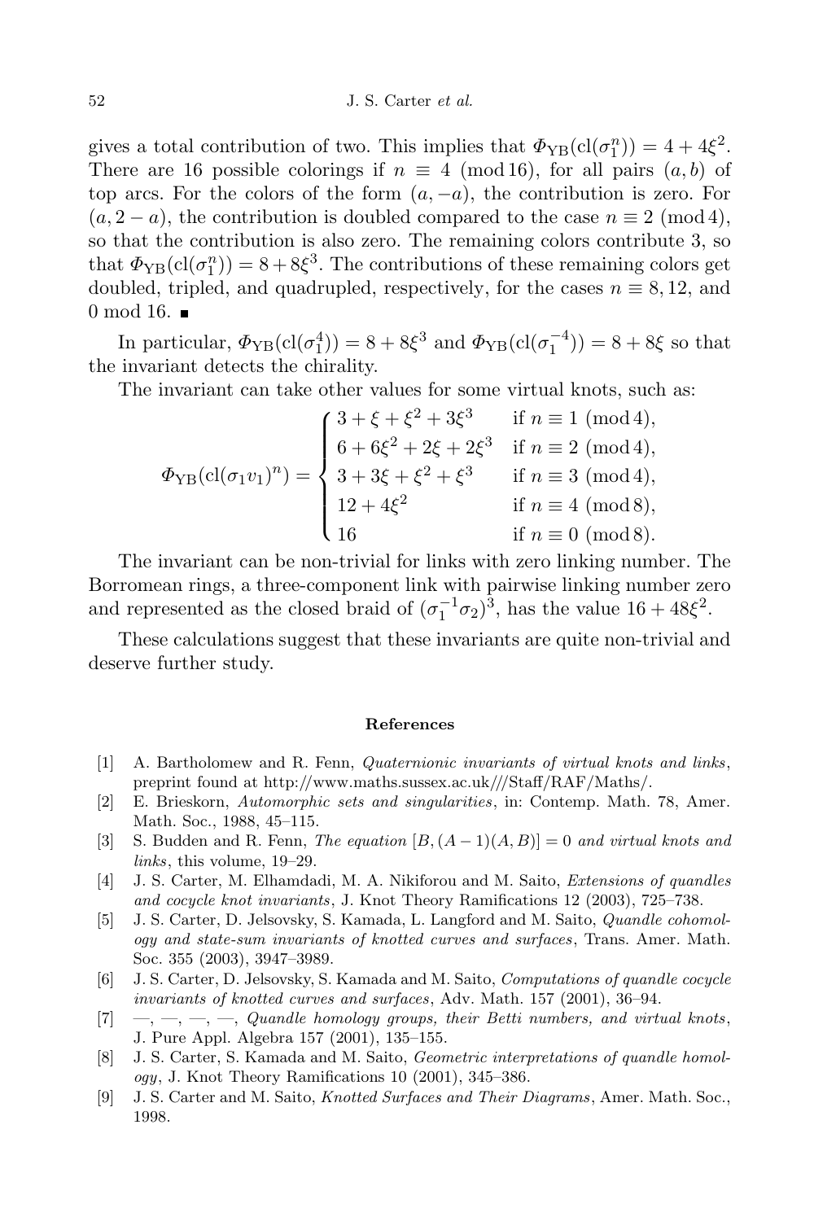gives a total contribution of two. This implies that $\Phi_{\mathrm{YB}}(\mathrm{cl}(\sigma_1^n)) = 4 + 4\xi^2$. There are 16 possible colorings if $n \equiv 4 \pmod{16}$, for all pairs $(a, b)$ of top arcs. For the colors of the form $(a, -a)$, the contribution is zero. For $(a, 2-a)$, the contribution is doubled compared to the case $n \equiv 2 \pmod 4$, so that the contribution is also zero. The remaining colors contribute 3, so that $\Phi_{\mathrm{YB}}(\mathrm{cl}(\sigma_1^n)) = 8 + 8\xi^3$. The contributions of these remaining colors get doubled, tripled, and quadrupled, respectively, for the cases $n \equiv 8, 12$, and $0 \bmod 16$. ■

In particular, $\Phi_{\mathrm{YB}}(\mathrm{cl}(\sigma_1^4)) = 8 + 8\xi^3$ and $\Phi_{\mathrm{YB}}(\mathrm{cl}(\sigma_1^{-4})) = 8 + 8\xi$ so that the invariant detects the chirality.

The invariant can take other values for some virtual knots, such as:

$$\Phi_{\mathrm{YB}}(\mathrm{cl}(\sigma_1 v_1)^n) = \begin{cases} 3 + \xi + \xi^2 + 3\xi^3 & \text{if } n \equiv 1 \pmod 4, \\ 6 + 6\xi^2 + 2\xi + 2\xi^3 & \text{if } n \equiv 2 \pmod 4, \\ 3 + 3\xi + \xi^2 + \xi^3 & \text{if } n \equiv 3 \pmod 4, \\ 12 + 4\xi^2 & \text{if } n \equiv 4 \pmod 8, \\ 16 & \text{if } n \equiv 0 \pmod 8. \end{cases}$$

The invariant can be non-trivial for links with zero linking number. The Borromean rings, a three-component link with pairwise linking number zero and represented as the closed braid of $(\sigma_1^{-1}\sigma_2)^3$, has the value $16 + 48\xi^2$.

These calculations suggest that these invariants are quite non-trivial and deserve further study.

## References

[1] A. Bartholomew and R. Fenn, *Quaternionic invariants of virtual knots and links*, preprint found at http://www.maths.sussex.ac.uk///Staff/RAF/Maths/.

[2] E. Brieskorn, *Automorphic sets and singularities*, in: Contemp. Math. 78, Amer. Math. Soc., 1988, 45–115.

[3] S. Budden and R. Fenn, *The equation* $[B, (A-1)(A, B)] = 0$ *and virtual knots and links*, this volume, 19–29.

[4] J. S. Carter, M. Elhamdadi, M. A. Nikiforou and M. Saito, *Extensions of quandles and cocycle knot invariants*, J. Knot Theory Ramifications 12 (2003), 725–738.

[5] J. S. Carter, D. Jelsovsky, S. Kamada, L. Langford and M. Saito, *Quandle cohomology and state-sum invariants of knotted curves and surfaces*, Trans. Amer. Math. Soc. 355 (2003), 3947–3989.

[6] J. S. Carter, D. Jelsovsky, S. Kamada and M. Saito, *Computations of quandle cocycle invariants of knotted curves and surfaces*, Adv. Math. 157 (2001), 36–94.

[7] —, —, —, —, *Quandle homology groups, their Betti numbers, and virtual knots*, J. Pure Appl. Algebra 157 (2001), 135–155.

[8] J. S. Carter, S. Kamada and M. Saito, *Geometric interpretations of quandle homology*, J. Knot Theory Ramifications 10 (2001), 345–386.

[9] J. S. Carter and M. Saito, *Knotted Surfaces and Their Diagrams*, Amer. Math. Soc., 1998.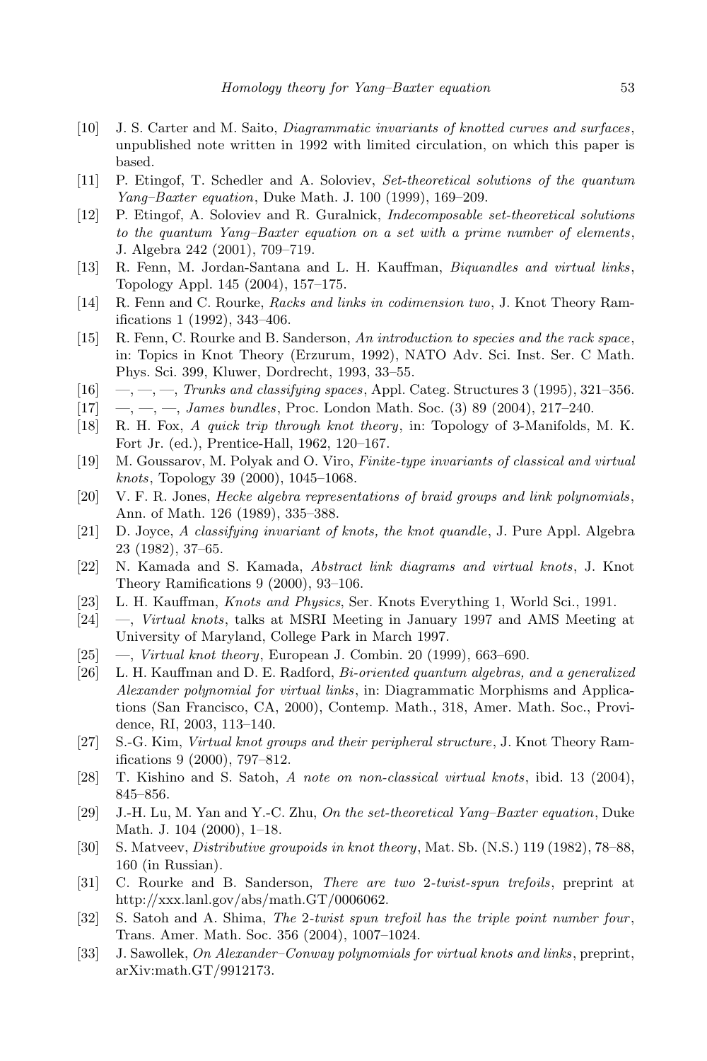[10] J. S. Carter and M. Saito, *Diagrammatic invariants of knotted curves and surfaces*, unpublished note written in 1992 with limited circulation, on which this paper is based.

[11] P. Etingof, T. Schedler and A. Soloviev, *Set-theoretical solutions of the quantum Yang–Baxter equation*, Duke Math. J. 100 (1999), 169–209.

[12] P. Etingof, A. Soloviev and R. Guralnick, *Indecomposable set-theoretical solutions to the quantum Yang–Baxter equation on a set with a prime number of elements*, J. Algebra 242 (2001), 709–719.

[13] R. Fenn, M. Jordan-Santana and L. H. Kauffman, *Biquandles and virtual links*, Topology Appl. 145 (2004), 157–175.

[14] R. Fenn and C. Rourke, *Racks and links in codimension two*, J. Knot Theory Ramifications 1 (1992), 343–406.

[15] R. Fenn, C. Rourke and B. Sanderson, *An introduction to species and the rack space*, in: Topics in Knot Theory (Erzurum, 1992), NATO Adv. Sci. Inst. Ser. C Math. Phys. Sci. 399, Kluwer, Dordrecht, 1993, 33–55.

[16] —, —, —, *Trunks and classifying spaces*, Appl. Categ. Structures 3 (1995), 321–356.

[17] —, —, —, *James bundles*, Proc. London Math. Soc. (3) 89 (2004), 217–240.

[18] R. H. Fox, *A quick trip through knot theory*, in: Topology of 3-Manifolds, M. K. Fort Jr. (ed.), Prentice-Hall, 1962, 120–167.

[19] M. Goussarov, M. Polyak and O. Viro, *Finite-type invariants of classical and virtual knots*, Topology 39 (2000), 1045–1068.

[20] V. F. R. Jones, *Hecke algebra representations of braid groups and link polynomials*, Ann. of Math. 126 (1989), 335–388.

[21] D. Joyce, *A classifying invariant of knots, the knot quandle*, J. Pure Appl. Algebra 23 (1982), 37–65.

[22] N. Kamada and S. Kamada, *Abstract link diagrams and virtual knots*, J. Knot Theory Ramifications 9 (2000), 93–106.

[23] L. H. Kauffman, *Knots and Physics*, Ser. Knots Everything 1, World Sci., 1991.

[24] —, *Virtual knots*, talks at MSRI Meeting in January 1997 and AMS Meeting at University of Maryland, College Park in March 1997.

[25] —, *Virtual knot theory*, European J. Combin. 20 (1999), 663–690.

[26] L. H. Kauffman and D. E. Radford, *Bi-oriented quantum algebras, and a generalized Alexander polynomial for virtual links*, in: Diagrammatic Morphisms and Applications (San Francisco, CA, 2000), Contemp. Math., 318, Amer. Math. Soc., Providence, RI, 2003, 113–140.

[27] S.-G. Kim, *Virtual knot groups and their peripheral structure*, J. Knot Theory Ramifications 9 (2000), 797–812.

[28] T. Kishino and S. Satoh, *A note on non-classical virtual knots*, ibid. 13 (2004), 845–856.

[29] J.-H. Lu, M. Yan and Y.-C. Zhu, *On the set-theoretical Yang–Baxter equation*, Duke Math. J. 104 (2000), 1–18.

[30] S. Matveev, *Distributive groupoids in knot theory*, Mat. Sb. (N.S.) 119 (1982), 78–88, 160 (in Russian).

[31] C. Rourke and B. Sanderson, *There are two 2-twist-spun trefoils*, preprint at http://xxx.lanl.gov/abs/math.GT/0006062.

[32] S. Satoh and A. Shima, *The 2-twist spun trefoil has the triple point number four*, Trans. Amer. Math. Soc. 356 (2004), 1007–1024.

[33] J. Sawollek, *On Alexander–Conway polynomials for virtual knots and links*, preprint, arXiv:math.GT/9912173.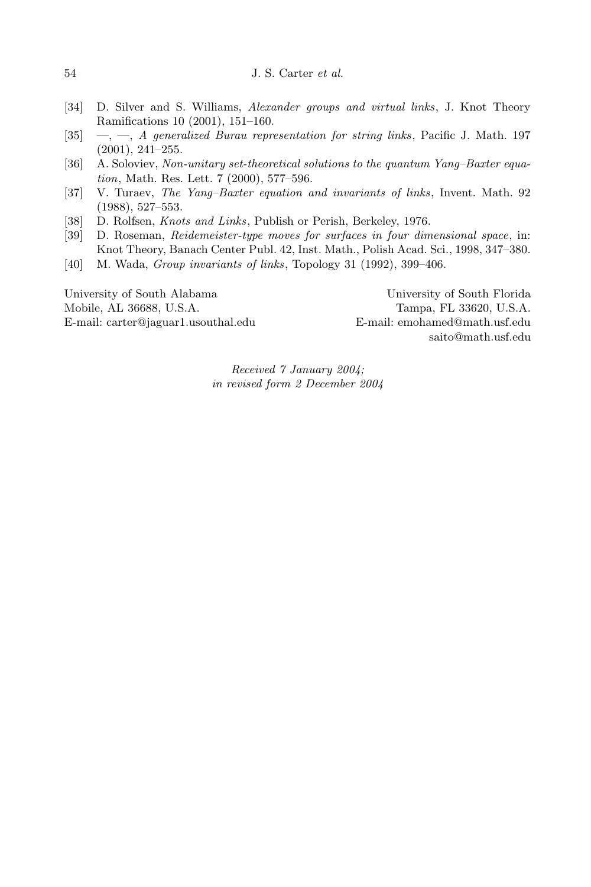[34] D. Silver and S. Williams, *Alexander groups and virtual links*, J. Knot Theory Ramifications 10 (2001), 151–160.

[35] —, —, *A generalized Burau representation for string links*, Pacific J. Math. 197 (2001), 241–255.

[36] A. Soloviev, *Non-unitary set-theoretical solutions to the quantum Yang–Baxter equation*, Math. Res. Lett. 7 (2000), 577–596.

[37] V. Turaev, *The Yang–Baxter equation and invariants of links*, Invent. Math. 92 (1988), 527–553.

[38] D. Rolfsen, *Knots and Links*, Publish or Perish, Berkeley, 1976.

[39] D. Roseman, *Reidemeister-type moves for surfaces in four dimensional space*, in: Knot Theory, Banach Center Publ. 42, Inst. Math., Polish Acad. Sci., 1998, 347–380.

[40] M. Wada, *Group invariants of links*, Topology 31 (1992), 399–406.

University of South Alabama
Mobile, AL 36688, U.S.A.
E-mail: carter@jaguar1.usouthal.edu

University of South Florida
Tampa, FL 33620, U.S.A.
E-mail: emohamed@math.usf.edu
saito@math.usf.edu

*Received 7 January 2004;*
*in revised form 2 December 2004*